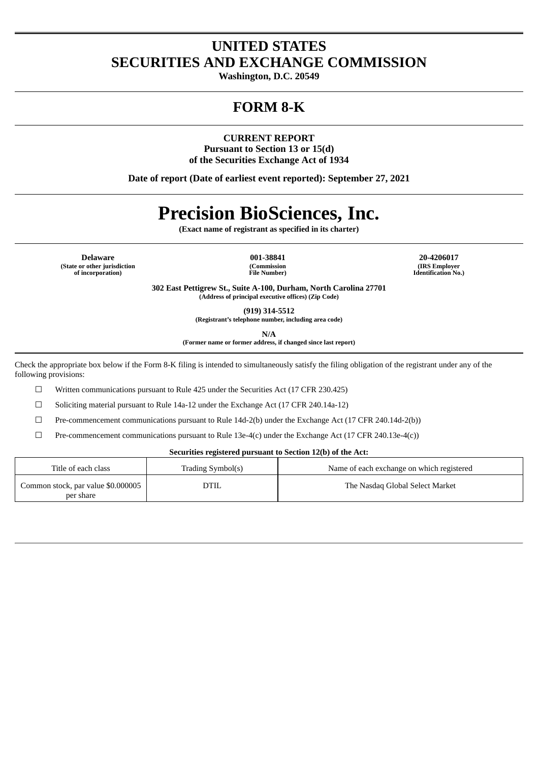# UNITED STATES
# SECURITIES AND EXCHANGE COMMISSION

**Washington, D.C. 20549**

---

# FORM 8-K

---

**CURRENT REPORT**
**Pursuant to Section 13 or 15(d)**
**of the Securities Exchange Act of 1934**

**Date of report (Date of earliest event reported): September 27, 2021**

---

# Precision BioSciences, Inc.

**(Exact name of registrant as specified in its charter)**

---

| **Delaware** | **001-38841** | **20-4206017** |
|---|---|---|
| **(State or other jurisdiction of incorporation)** | **(Commission File Number)** | **(IRS Employer Identification No.)** |

**302 East Pettigrew St., Suite A-100, Durham, North Carolina 27701**
**(Address of principal executive offices) (Zip Code)**

**(919) 314-5512**
**(Registrant's telephone number, including area code)**

**N/A**
**(Former name or former address, if changed since last report)**

---

Check the appropriate box below if the Form 8-K filing is intended to simultaneously satisfy the filing obligation of the registrant under any of the following provisions:

☐ Written communications pursuant to Rule 425 under the Securities Act (17 CFR 230.425)

☐ Soliciting material pursuant to Rule 14a-12 under the Exchange Act (17 CFR 240.14a-12)

☐ Pre-commencement communications pursuant to Rule 14d-2(b) under the Exchange Act (17 CFR 240.14d-2(b))

☐ Pre-commencement communications pursuant to Rule 13e-4(c) under the Exchange Act (17 CFR 240.13e-4(c))

**Securities registered pursuant to Section 12(b) of the Act:**

| Title of each class | Trading Symbol(s) | Name of each exchange on which registered |
|---|---|---|
| Common stock, par value $0.000005 per share | DTIL | The Nasdaq Global Select Market |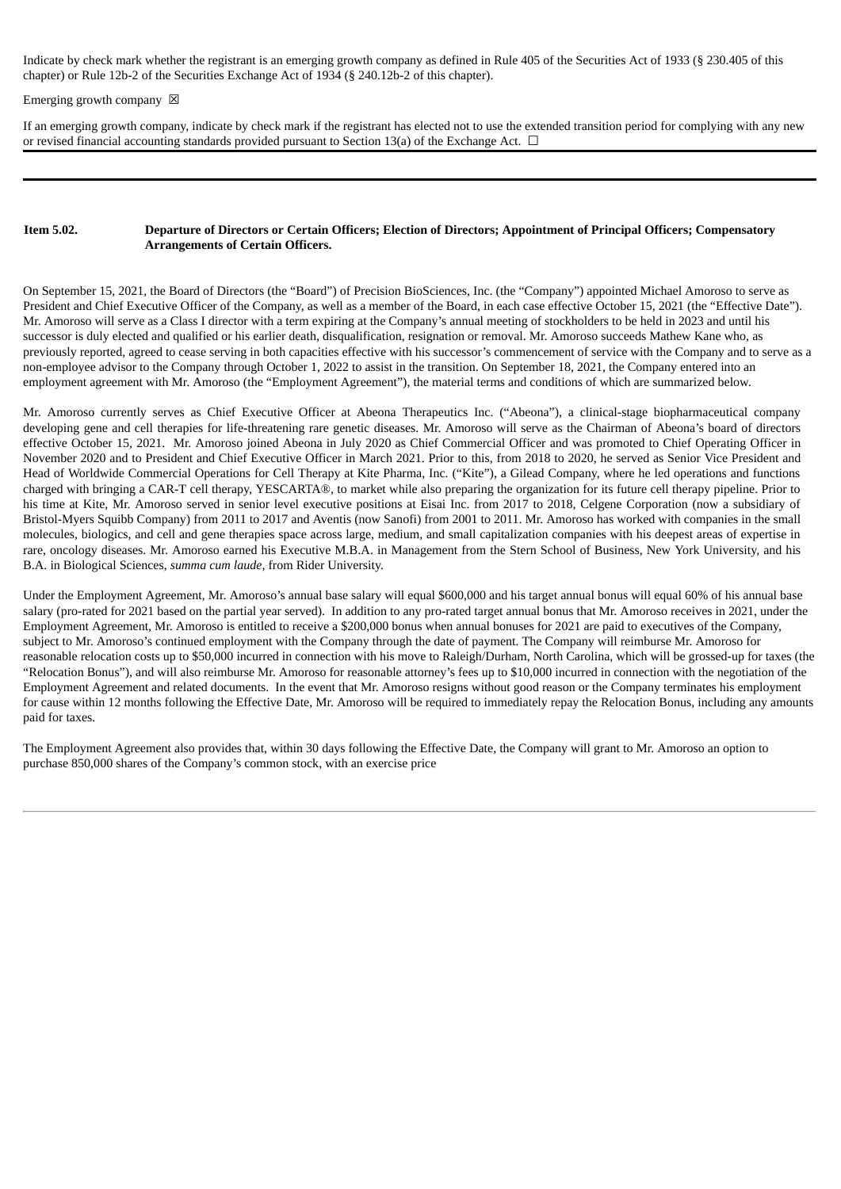Indicate by check mark whether the registrant is an emerging growth company as defined in Rule 405 of the Securities Act of 1933 (§ 230.405 of this chapter) or Rule 12b-2 of the Securities Exchange Act of 1934 (§ 240.12b-2 of this chapter).

Emerging growth company ☒

If an emerging growth company, indicate by check mark if the registrant has elected not to use the extended transition period for complying with any new or revised financial accounting standards provided pursuant to Section 13(a) of the Exchange Act. ☐

**Item 5.02. Departure of Directors or Certain Officers; Election of Directors; Appointment of Principal Officers; Compensatory Arrangements of Certain Officers.**

On September 15, 2021, the Board of Directors (the "Board") of Precision BioSciences, Inc. (the "Company") appointed Michael Amoroso to serve as President and Chief Executive Officer of the Company, as well as a member of the Board, in each case effective October 15, 2021 (the "Effective Date"). Mr. Amoroso will serve as a Class I director with a term expiring at the Company's annual meeting of stockholders to be held in 2023 and until his successor is duly elected and qualified or his earlier death, disqualification, resignation or removal. Mr. Amoroso succeeds Mathew Kane who, as previously reported, agreed to cease serving in both capacities effective with his successor's commencement of service with the Company and to serve as a non-employee advisor to the Company through October 1, 2022 to assist in the transition. On September 18, 2021, the Company entered into an employment agreement with Mr. Amoroso (the "Employment Agreement"), the material terms and conditions of which are summarized below.

Mr. Amoroso currently serves as Chief Executive Officer at Abeona Therapeutics Inc. ("Abeona"), a clinical-stage biopharmaceutical company developing gene and cell therapies for life-threatening rare genetic diseases. Mr. Amoroso will serve as the Chairman of Abeona's board of directors effective October 15, 2021. Mr. Amoroso joined Abeona in July 2020 as Chief Commercial Officer and was promoted to Chief Operating Officer in November 2020 and to President and Chief Executive Officer in March 2021. Prior to this, from 2018 to 2020, he served as Senior Vice President and Head of Worldwide Commercial Operations for Cell Therapy at Kite Pharma, Inc. ("Kite"), a Gilead Company, where he led operations and functions charged with bringing a CAR-T cell therapy, YESCARTA®, to market while also preparing the organization for its future cell therapy pipeline. Prior to his time at Kite, Mr. Amoroso served in senior level executive positions at Eisai Inc. from 2017 to 2018, Celgene Corporation (now a subsidiary of Bristol-Myers Squibb Company) from 2011 to 2017 and Aventis (now Sanofi) from 2001 to 2011. Mr. Amoroso has worked with companies in the small molecules, biologics, and cell and gene therapies space across large, medium, and small capitalization companies with his deepest areas of expertise in rare, oncology diseases. Mr. Amoroso earned his Executive M.B.A. in Management from the Stern School of Business, New York University, and his B.A. in Biological Sciences, *summa cum laude*, from Rider University.

Under the Employment Agreement, Mr. Amoroso's annual base salary will equal $600,000 and his target annual bonus will equal 60% of his annual base salary (pro-rated for 2021 based on the partial year served). In addition to any pro-rated target annual bonus that Mr. Amoroso receives in 2021, under the Employment Agreement, Mr. Amoroso is entitled to receive a $200,000 bonus when annual bonuses for 2021 are paid to executives of the Company, subject to Mr. Amoroso's continued employment with the Company through the date of payment. The Company will reimburse Mr. Amoroso for reasonable relocation costs up to $50,000 incurred in connection with his move to Raleigh/Durham, North Carolina, which will be grossed-up for taxes (the "Relocation Bonus"), and will also reimburse Mr. Amoroso for reasonable attorney's fees up to $10,000 incurred in connection with the negotiation of the Employment Agreement and related documents. In the event that Mr. Amoroso resigns without good reason or the Company terminates his employment for cause within 12 months following the Effective Date, Mr. Amoroso will be required to immediately repay the Relocation Bonus, including any amounts paid for taxes.

The Employment Agreement also provides that, within 30 days following the Effective Date, the Company will grant to Mr. Amoroso an option to purchase 850,000 shares of the Company's common stock, with an exercise price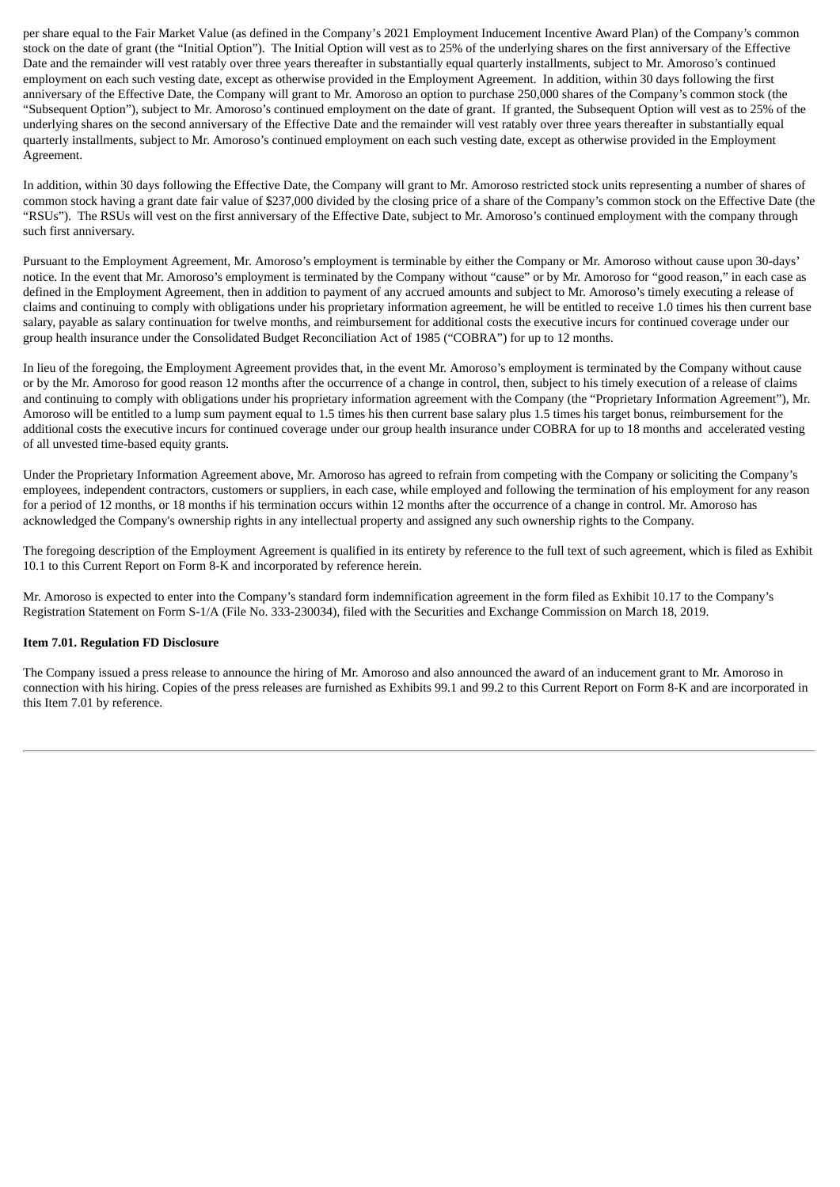per share equal to the Fair Market Value (as defined in the Company's 2021 Employment Inducement Incentive Award Plan) of the Company's common stock on the date of grant (the "Initial Option"). The Initial Option will vest as to 25% of the underlying shares on the first anniversary of the Effective Date and the remainder will vest ratably over three years thereafter in substantially equal quarterly installments, subject to Mr. Amoroso's continued employment on each such vesting date, except as otherwise provided in the Employment Agreement. In addition, within 30 days following the first anniversary of the Effective Date, the Company will grant to Mr. Amoroso an option to purchase 250,000 shares of the Company's common stock (the "Subsequent Option"), subject to Mr. Amoroso's continued employment on the date of grant. If granted, the Subsequent Option will vest as to 25% of the underlying shares on the second anniversary of the Effective Date and the remainder will vest ratably over three years thereafter in substantially equal quarterly installments, subject to Mr. Amoroso's continued employment on each such vesting date, except as otherwise provided in the Employment Agreement.

In addition, within 30 days following the Effective Date, the Company will grant to Mr. Amoroso restricted stock units representing a number of shares of common stock having a grant date fair value of $237,000 divided by the closing price of a share of the Company's common stock on the Effective Date (the "RSUs"). The RSUs will vest on the first anniversary of the Effective Date, subject to Mr. Amoroso's continued employment with the company through such first anniversary.

Pursuant to the Employment Agreement, Mr. Amoroso's employment is terminable by either the Company or Mr. Amoroso without cause upon 30-days' notice. In the event that Mr. Amoroso's employment is terminated by the Company without "cause" or by Mr. Amoroso for "good reason," in each case as defined in the Employment Agreement, then in addition to payment of any accrued amounts and subject to Mr. Amoroso's timely executing a release of claims and continuing to comply with obligations under his proprietary information agreement, he will be entitled to receive 1.0 times his then current base salary, payable as salary continuation for twelve months, and reimbursement for additional costs the executive incurs for continued coverage under our group health insurance under the Consolidated Budget Reconciliation Act of 1985 ("COBRA") for up to 12 months.

In lieu of the foregoing, the Employment Agreement provides that, in the event Mr. Amoroso's employment is terminated by the Company without cause or by the Mr. Amoroso for good reason 12 months after the occurrence of a change in control, then, subject to his timely execution of a release of claims and continuing to comply with obligations under his proprietary information agreement with the Company (the "Proprietary Information Agreement"), Mr. Amoroso will be entitled to a lump sum payment equal to 1.5 times his then current base salary plus 1.5 times his target bonus, reimbursement for the additional costs the executive incurs for continued coverage under our group health insurance under COBRA for up to 18 months and accelerated vesting of all unvested time-based equity grants.

Under the Proprietary Information Agreement above, Mr. Amoroso has agreed to refrain from competing with the Company or soliciting the Company's employees, independent contractors, customers or suppliers, in each case, while employed and following the termination of his employment for any reason for a period of 12 months, or 18 months if his termination occurs within 12 months after the occurrence of a change in control. Mr. Amoroso has acknowledged the Company's ownership rights in any intellectual property and assigned any such ownership rights to the Company.

The foregoing description of the Employment Agreement is qualified in its entirety by reference to the full text of such agreement, which is filed as Exhibit 10.1 to this Current Report on Form 8-K and incorporated by reference herein.

Mr. Amoroso is expected to enter into the Company's standard form indemnification agreement in the form filed as Exhibit 10.17 to the Company's Registration Statement on Form S-1/A (File No. 333-230034), filed with the Securities and Exchange Commission on March 18, 2019.

**Item 7.01. Regulation FD Disclosure**

The Company issued a press release to announce the hiring of Mr. Amoroso and also announced the award of an inducement grant to Mr. Amoroso in connection with his hiring. Copies of the press releases are furnished as Exhibits 99.1 and 99.2 to this Current Report on Form 8-K and are incorporated in this Item 7.01 by reference.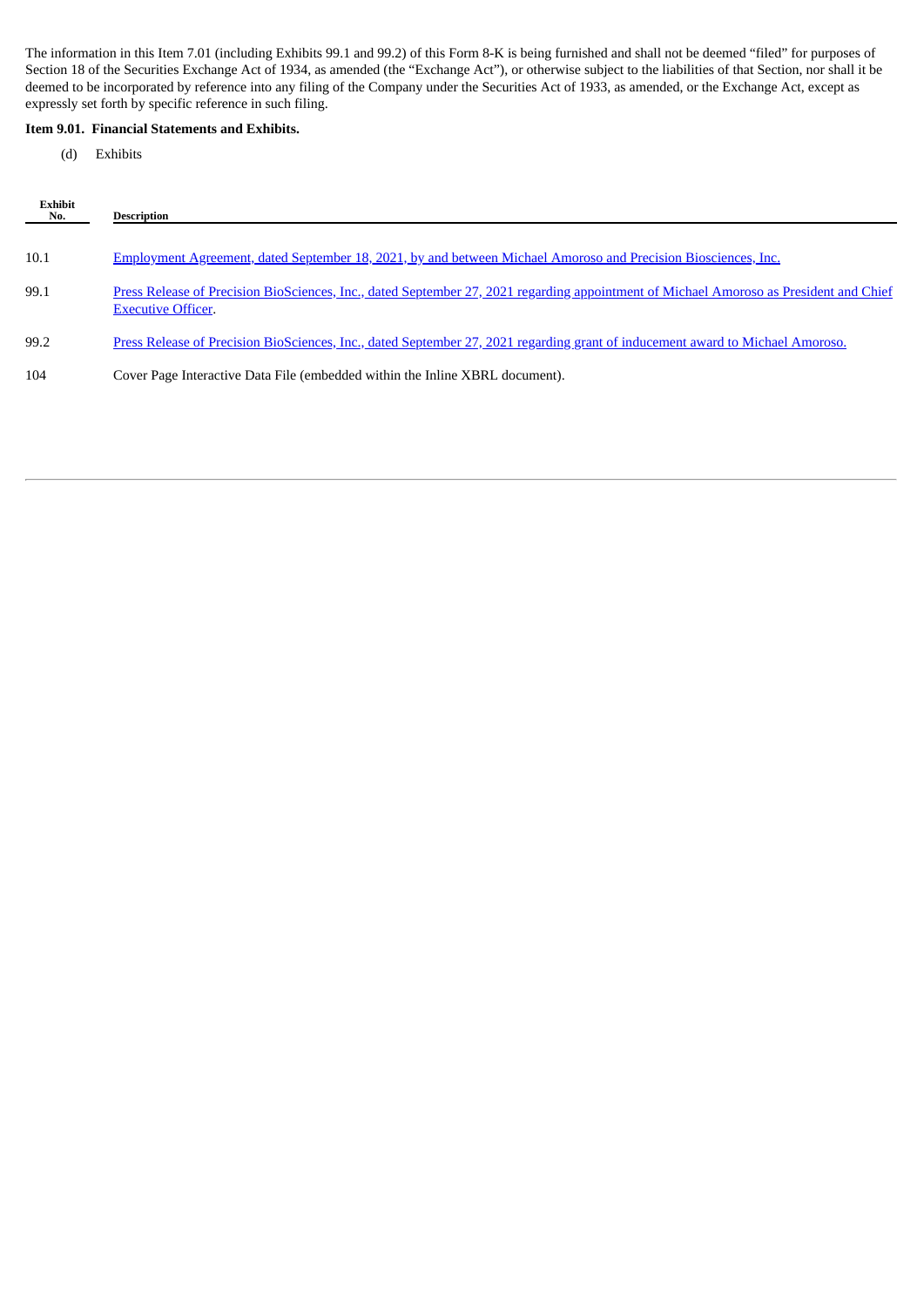The information in this Item 7.01 (including Exhibits 99.1 and 99.2) of this Form 8-K is being furnished and shall not be deemed "filed" for purposes of Section 18 of the Securities Exchange Act of 1934, as amended (the "Exchange Act"), or otherwise subject to the liabilities of that Section, nor shall it be deemed to be incorporated by reference into any filing of the Company under the Securities Act of 1933, as amended, or the Exchange Act, except as expressly set forth by specific reference in such filing.

**Item 9.01. Financial Statements and Exhibits.**

(d) Exhibits

| Exhibit No. | Description |
|---|---|
| 10.1 | Employment Agreement, dated September 18, 2021, by and between Michael Amoroso and Precision Biosciences, Inc. |
| 99.1 | Press Release of Precision BioSciences, Inc., dated September 27, 2021 regarding appointment of Michael Amoroso as President and Chief Executive Officer. |
| 99.2 | Press Release of Precision BioSciences, Inc., dated September 27, 2021 regarding grant of inducement award to Michael Amoroso. |
| 104 | Cover Page Interactive Data File (embedded within the Inline XBRL document). |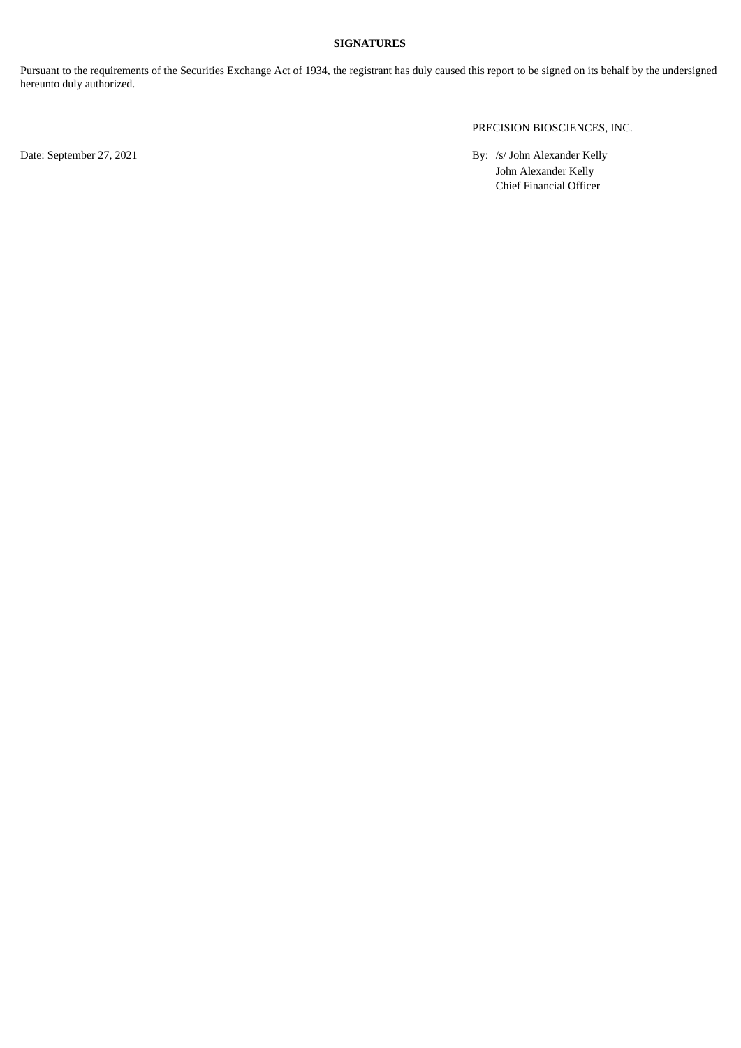**SIGNATURES**

Pursuant to the requirements of the Securities Exchange Act of 1934, the registrant has duly caused this report to be signed on its behalf by the undersigned hereunto duly authorized.

PRECISION BIOSCIENCES, INC.

Date: September 27, 2021

By: /s/ John Alexander Kelly

John Alexander Kelly
Chief Financial Officer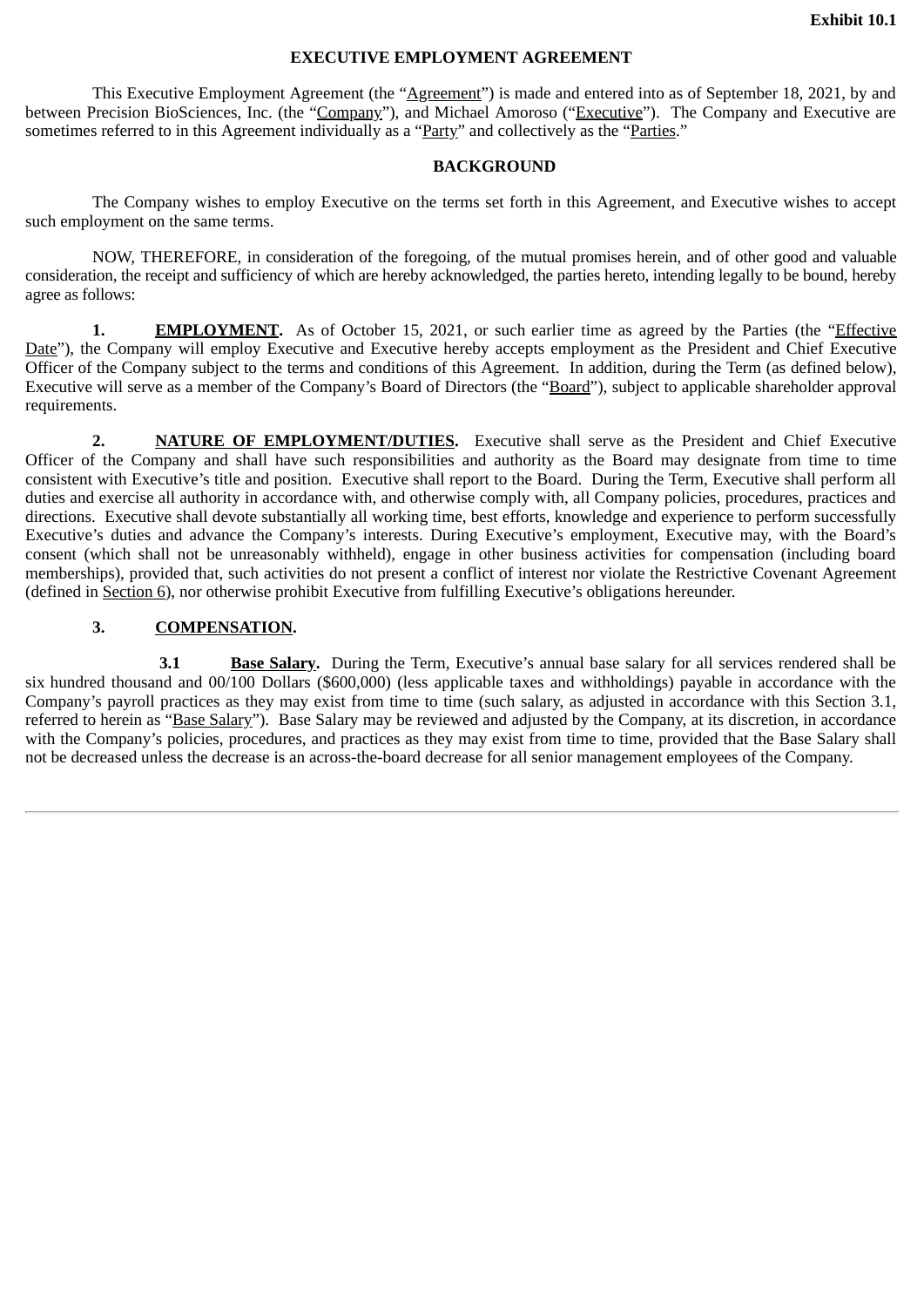Exhibit 10.1

**EXECUTIVE EMPLOYMENT AGREEMENT**

This Executive Employment Agreement (the "Agreement") is made and entered into as of September 18, 2021, by and between Precision BioSciences, Inc. (the "Company"), and Michael Amoroso ("Executive"). The Company and Executive are sometimes referred to in this Agreement individually as a "Party" and collectively as the "Parties."

**BACKGROUND**

The Company wishes to employ Executive on the terms set forth in this Agreement, and Executive wishes to accept such employment on the same terms.

NOW, THEREFORE, in consideration of the foregoing, of the mutual promises herein, and of other good and valuable consideration, the receipt and sufficiency of which are hereby acknowledged, the parties hereto, intending legally to be bound, hereby agree as follows:

**1. EMPLOYMENT.** As of October 15, 2021, or such earlier time as agreed by the Parties (the "Effective Date"), the Company will employ Executive and Executive hereby accepts employment as the President and Chief Executive Officer of the Company subject to the terms and conditions of this Agreement. In addition, during the Term (as defined below), Executive will serve as a member of the Company's Board of Directors (the "Board"), subject to applicable shareholder approval requirements.

**2. NATURE OF EMPLOYMENT/DUTIES.** Executive shall serve as the President and Chief Executive Officer of the Company and shall have such responsibilities and authority as the Board may designate from time to time consistent with Executive's title and position. Executive shall report to the Board. During the Term, Executive shall perform all duties and exercise all authority in accordance with, and otherwise comply with, all Company policies, procedures, practices and directions. Executive shall devote substantially all working time, best efforts, knowledge and experience to perform successfully Executive's duties and advance the Company's interests. During Executive's employment, Executive may, with the Board's consent (which shall not be unreasonably withheld), engage in other business activities for compensation (including board memberships), provided that, such activities do not present a conflict of interest nor violate the Restrictive Covenant Agreement (defined in Section 6), nor otherwise prohibit Executive from fulfilling Executive's obligations hereunder.

**3. COMPENSATION.**

**3.1 Base Salary.** During the Term, Executive's annual base salary for all services rendered shall be six hundred thousand and 00/100 Dollars ($600,000) (less applicable taxes and withholdings) payable in accordance with the Company's payroll practices as they may exist from time to time (such salary, as adjusted in accordance with this Section 3.1, referred to herein as "Base Salary"). Base Salary may be reviewed and adjusted by the Company, at its discretion, in accordance with the Company's policies, procedures, and practices as they may exist from time to time, provided that the Base Salary shall not be decreased unless the decrease is an across-the-board decrease for all senior management employees of the Company.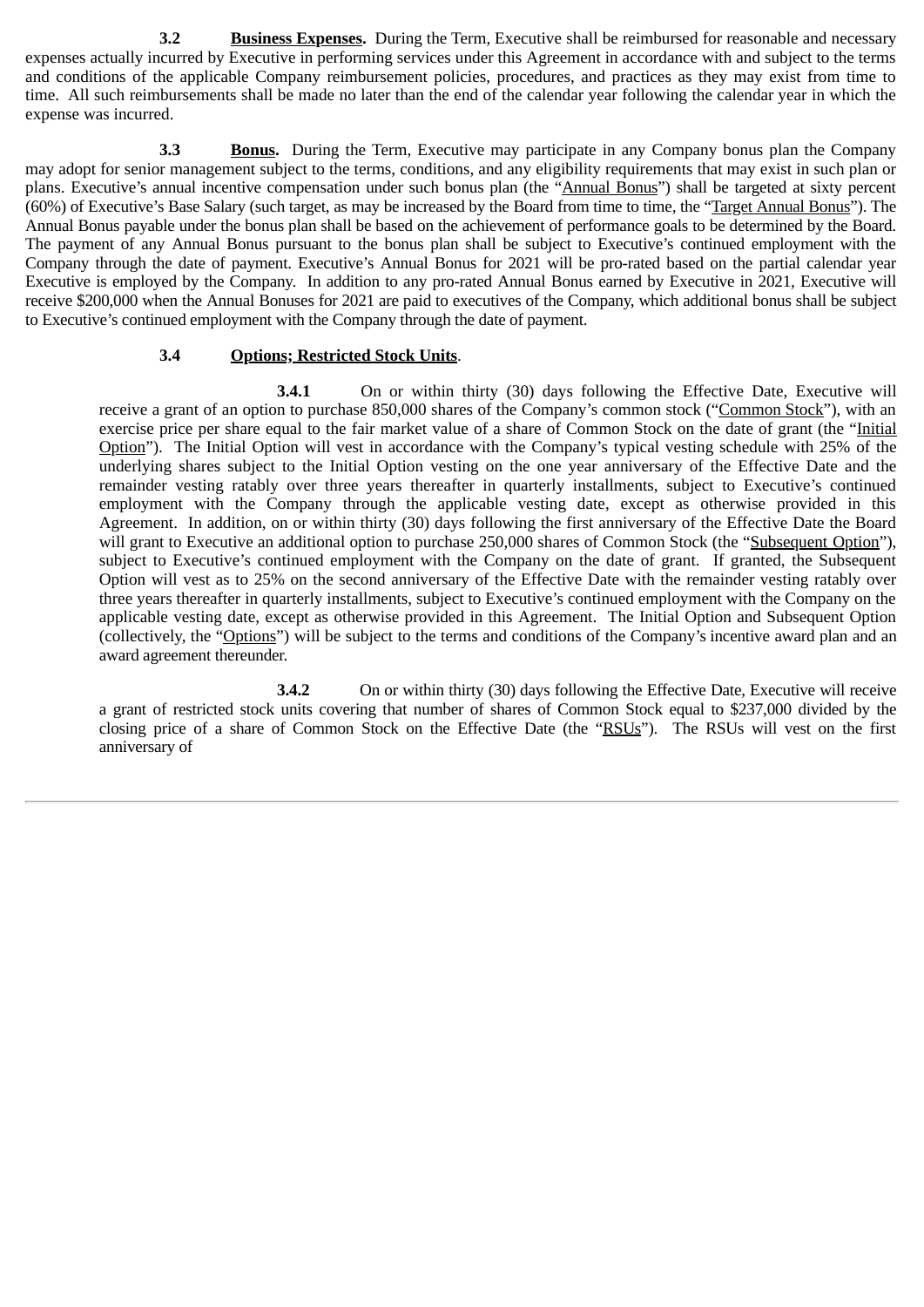**3.2 Business Expenses.** During the Term, Executive shall be reimbursed for reasonable and necessary expenses actually incurred by Executive in performing services under this Agreement in accordance with and subject to the terms and conditions of the applicable Company reimbursement policies, procedures, and practices as they may exist from time to time. All such reimbursements shall be made no later than the end of the calendar year following the calendar year in which the expense was incurred.

**3.3 Bonus.** During the Term, Executive may participate in any Company bonus plan the Company may adopt for senior management subject to the terms, conditions, and any eligibility requirements that may exist in such plan or plans. Executive's annual incentive compensation under such bonus plan (the "Annual Bonus") shall be targeted at sixty percent (60%) of Executive's Base Salary (such target, as may be increased by the Board from time to time, the "Target Annual Bonus"). The Annual Bonus payable under the bonus plan shall be based on the achievement of performance goals to be determined by the Board. The payment of any Annual Bonus pursuant to the bonus plan shall be subject to Executive's continued employment with the Company through the date of payment. Executive's Annual Bonus for 2021 will be pro-rated based on the partial calendar year Executive is employed by the Company. In addition to any pro-rated Annual Bonus earned by Executive in 2021, Executive will receive $200,000 when the Annual Bonuses for 2021 are paid to executives of the Company, which additional bonus shall be subject to Executive's continued employment with the Company through the date of payment.

**3.4 Options; Restricted Stock Units.**

**3.4.1** On or within thirty (30) days following the Effective Date, Executive will receive a grant of an option to purchase 850,000 shares of the Company's common stock ("Common Stock"), with an exercise price per share equal to the fair market value of a share of Common Stock on the date of grant (the "Initial Option"). The Initial Option will vest in accordance with the Company's typical vesting schedule with 25% of the underlying shares subject to the Initial Option vesting on the one year anniversary of the Effective Date and the remainder vesting ratably over three years thereafter in quarterly installments, subject to Executive's continued employment with the Company through the applicable vesting date, except as otherwise provided in this Agreement. In addition, on or within thirty (30) days following the first anniversary of the Effective Date the Board will grant to Executive an additional option to purchase 250,000 shares of Common Stock (the "Subsequent Option"), subject to Executive's continued employment with the Company on the date of grant. If granted, the Subsequent Option will vest as to 25% on the second anniversary of the Effective Date with the remainder vesting ratably over three years thereafter in quarterly installments, subject to Executive's continued employment with the Company on the applicable vesting date, except as otherwise provided in this Agreement. The Initial Option and Subsequent Option (collectively, the "Options") will be subject to the terms and conditions of the Company's incentive award plan and an award agreement thereunder.

**3.4.2** On or within thirty (30) days following the Effective Date, Executive will receive a grant of restricted stock units covering that number of shares of Common Stock equal to $237,000 divided by the closing price of a share of Common Stock on the Effective Date (the "RSUs"). The RSUs will vest on the first anniversary of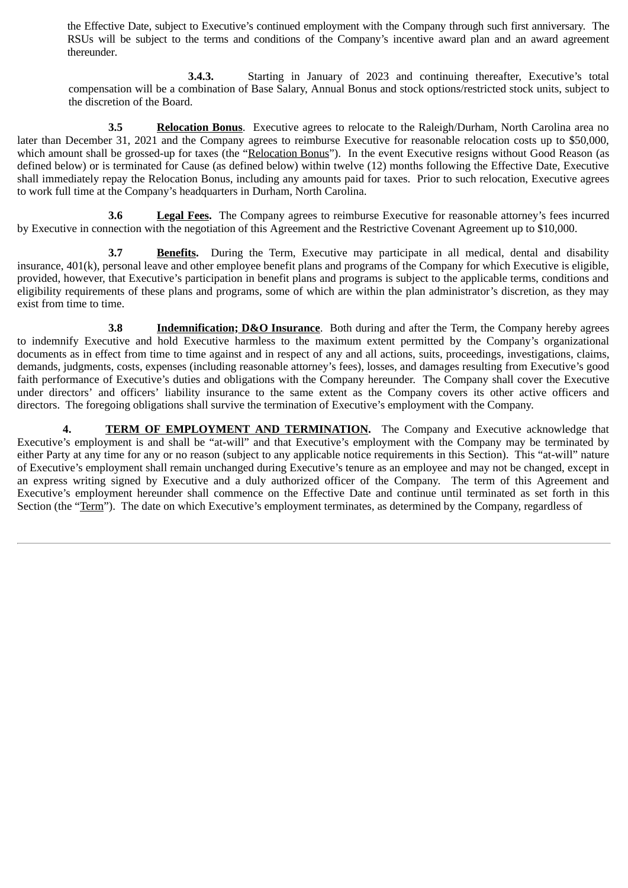the Effective Date, subject to Executive's continued employment with the Company through such first anniversary. The RSUs will be subject to the terms and conditions of the Company's incentive award plan and an award agreement thereunder.

**3.4.3.** Starting in January of 2023 and continuing thereafter, Executive's total compensation will be a combination of Base Salary, Annual Bonus and stock options/restricted stock units, subject to the discretion of the Board.

**3.5** **Relocation Bonus**. Executive agrees to relocate to the Raleigh/Durham, North Carolina area no later than December 31, 2021 and the Company agrees to reimburse Executive for reasonable relocation costs up to $50,000, which amount shall be grossed-up for taxes (the "Relocation Bonus"). In the event Executive resigns without Good Reason (as defined below) or is terminated for Cause (as defined below) within twelve (12) months following the Effective Date, Executive shall immediately repay the Relocation Bonus, including any amounts paid for taxes. Prior to such relocation, Executive agrees to work full time at the Company's headquarters in Durham, North Carolina.

**3.6** **Legal Fees.** The Company agrees to reimburse Executive for reasonable attorney's fees incurred by Executive in connection with the negotiation of this Agreement and the Restrictive Covenant Agreement up to $10,000.

**3.7** **Benefits.** During the Term, Executive may participate in all medical, dental and disability insurance, 401(k), personal leave and other employee benefit plans and programs of the Company for which Executive is eligible, provided, however, that Executive's participation in benefit plans and programs is subject to the applicable terms, conditions and eligibility requirements of these plans and programs, some of which are within the plan administrator's discretion, as they may exist from time to time.

**3.8** **Indemnification; D&O Insurance**. Both during and after the Term, the Company hereby agrees to indemnify Executive and hold Executive harmless to the maximum extent permitted by the Company's organizational documents as in effect from time to time against and in respect of any and all actions, suits, proceedings, investigations, claims, demands, judgments, costs, expenses (including reasonable attorney's fees), losses, and damages resulting from Executive's good faith performance of Executive's duties and obligations with the Company hereunder. The Company shall cover the Executive under directors' and officers' liability insurance to the same extent as the Company covers its other active officers and directors. The foregoing obligations shall survive the termination of Executive's employment with the Company.

**4.** **TERM OF EMPLOYMENT AND TERMINATION.** The Company and Executive acknowledge that Executive's employment is and shall be "at-will" and that Executive's employment with the Company may be terminated by either Party at any time for any or no reason (subject to any applicable notice requirements in this Section). This "at-will" nature of Executive's employment shall remain unchanged during Executive's tenure as an employee and may not be changed, except in an express writing signed by Executive and a duly authorized officer of the Company. The term of this Agreement and Executive's employment hereunder shall commence on the Effective Date and continue until terminated as set forth in this Section (the "Term"). The date on which Executive's employment terminates, as determined by the Company, regardless of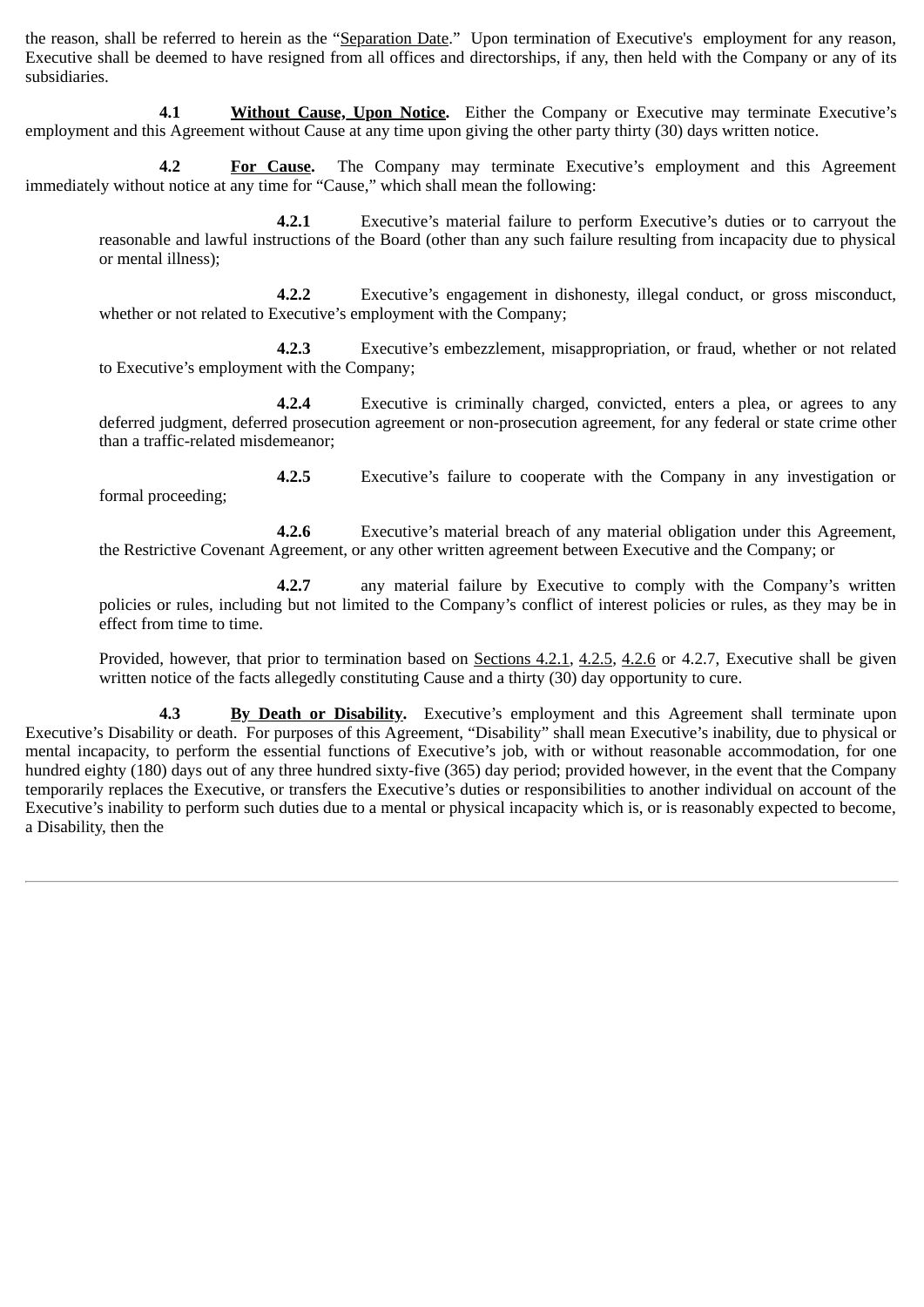the reason, shall be referred to herein as the "Separation Date." Upon termination of Executive's employment for any reason, Executive shall be deemed to have resigned from all offices and directorships, if any, then held with the Company or any of its subsidiaries.

**4.1** **Without Cause, Upon Notice.** Either the Company or Executive may terminate Executive's employment and this Agreement without Cause at any time upon giving the other party thirty (30) days written notice.

**4.2** **For Cause.** The Company may terminate Executive's employment and this Agreement immediately without notice at any time for "Cause," which shall mean the following:

> **4.2.1** Executive's material failure to perform Executive's duties or to carryout the reasonable and lawful instructions of the Board (other than any such failure resulting from incapacity due to physical or mental illness);
>
> **4.2.2** Executive's engagement in dishonesty, illegal conduct, or gross misconduct, whether or not related to Executive's employment with the Company;
>
> **4.2.3** Executive's embezzlement, misappropriation, or fraud, whether or not related to Executive's employment with the Company;
>
> **4.2.4** Executive is criminally charged, convicted, enters a plea, or agrees to any deferred judgment, deferred prosecution agreement or non-prosecution agreement, for any federal or state crime other than a traffic-related misdemeanor;
>
> **4.2.5** Executive's failure to cooperate with the Company in any investigation or formal proceeding;
>
> **4.2.6** Executive's material breach of any material obligation under this Agreement, the Restrictive Covenant Agreement, or any other written agreement between Executive and the Company; or
>
> **4.2.7** any material failure by Executive to comply with the Company's written policies or rules, including but not limited to the Company's conflict of interest policies or rules, as they may be in effect from time to time.
>
> Provided, however, that prior to termination based on Sections 4.2.1, 4.2.5, 4.2.6 or 4.2.7, Executive shall be given written notice of the facts allegedly constituting Cause and a thirty (30) day opportunity to cure.

**4.3** **By Death or Disability.** Executive's employment and this Agreement shall terminate upon Executive's Disability or death. For purposes of this Agreement, "Disability" shall mean Executive's inability, due to physical or mental incapacity, to perform the essential functions of Executive's job, with or without reasonable accommodation, for one hundred eighty (180) days out of any three hundred sixty-five (365) day period; provided however, in the event that the Company temporarily replaces the Executive, or transfers the Executive's duties or responsibilities to another individual on account of the Executive's inability to perform such duties due to a mental or physical incapacity which is, or is reasonably expected to become, a Disability, then the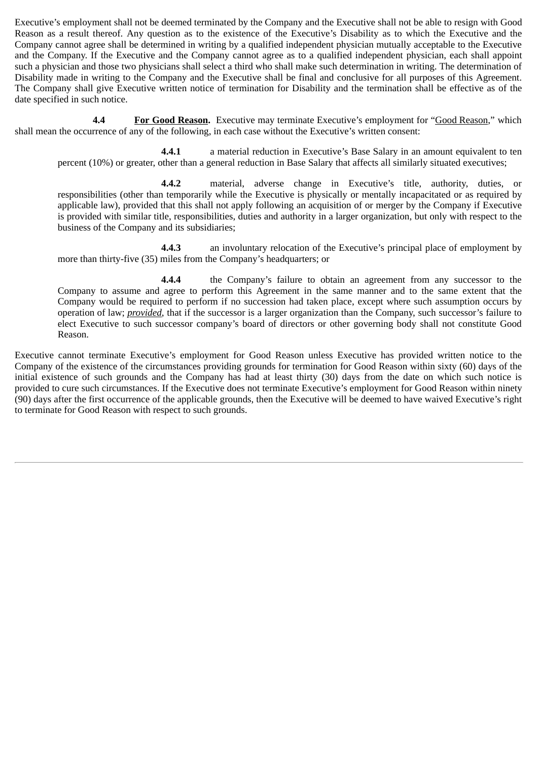Executive's employment shall not be deemed terminated by the Company and the Executive shall not be able to resign with Good Reason as a result thereof. Any question as to the existence of the Executive's Disability as to which the Executive and the Company cannot agree shall be determined in writing by a qualified independent physician mutually acceptable to the Executive and the Company. If the Executive and the Company cannot agree as to a qualified independent physician, each shall appoint such a physician and those two physicians shall select a third who shall make such determination in writing. The determination of Disability made in writing to the Company and the Executive shall be final and conclusive for all purposes of this Agreement. The Company shall give Executive written notice of termination for Disability and the termination shall be effective as of the date specified in such notice.

**4.4** **For Good Reason.** Executive may terminate Executive's employment for "Good Reason," which shall mean the occurrence of any of the following, in each case without the Executive's written consent:

**4.4.1** a material reduction in Executive's Base Salary in an amount equivalent to ten percent (10%) or greater, other than a general reduction in Base Salary that affects all similarly situated executives;

**4.4.2** material, adverse change in Executive's title, authority, duties, or responsibilities (other than temporarily while the Executive is physically or mentally incapacitated or as required by applicable law), provided that this shall not apply following an acquisition of or merger by the Company if Executive is provided with similar title, responsibilities, duties and authority in a larger organization, but only with respect to the business of the Company and its subsidiaries;

**4.4.3** an involuntary relocation of the Executive's principal place of employment by more than thirty-five (35) miles from the Company's headquarters; or

**4.4.4** the Company's failure to obtain an agreement from any successor to the Company to assume and agree to perform this Agreement in the same manner and to the same extent that the Company would be required to perform if no succession had taken place, except where such assumption occurs by operation of law; *provided*, that if the successor is a larger organization than the Company, such successor's failure to elect Executive to such successor company's board of directors or other governing body shall not constitute Good Reason.

Executive cannot terminate Executive's employment for Good Reason unless Executive has provided written notice to the Company of the existence of the circumstances providing grounds for termination for Good Reason within sixty (60) days of the initial existence of such grounds and the Company has had at least thirty (30) days from the date on which such notice is provided to cure such circumstances. If the Executive does not terminate Executive's employment for Good Reason within ninety (90) days after the first occurrence of the applicable grounds, then the Executive will be deemed to have waived Executive's right to terminate for Good Reason with respect to such grounds.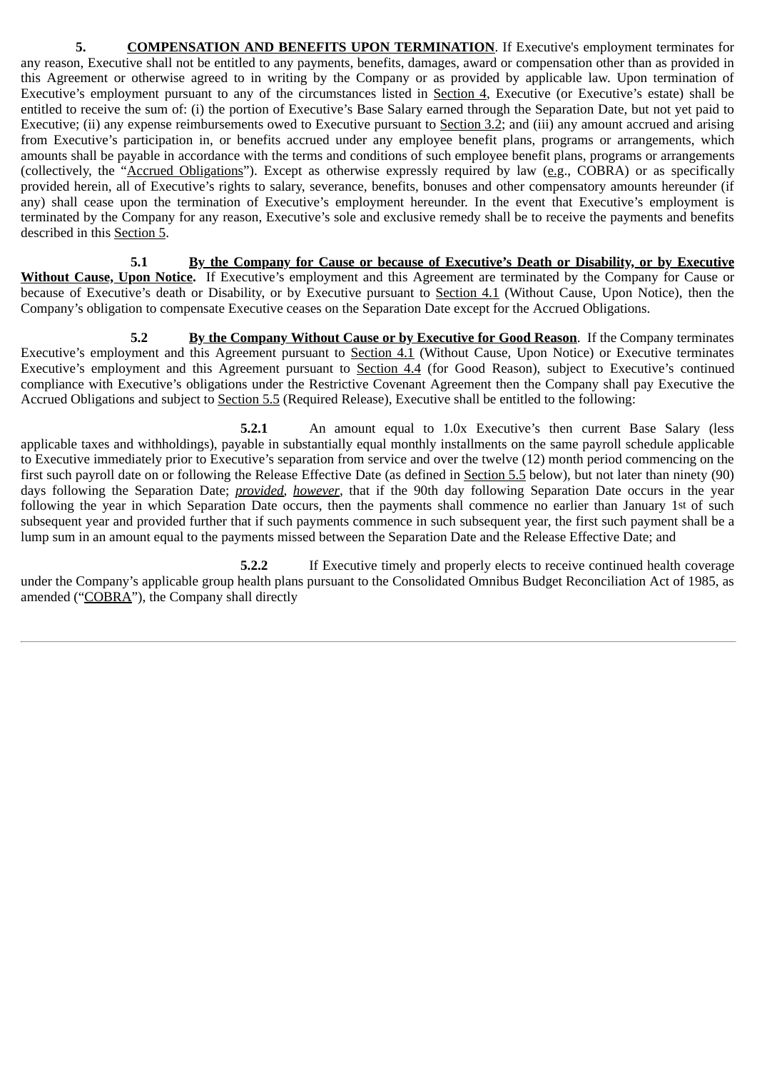**5. COMPENSATION AND BENEFITS UPON TERMINATION**. If Executive's employment terminates for any reason, Executive shall not be entitled to any payments, benefits, damages, award or compensation other than as provided in this Agreement or otherwise agreed to in writing by the Company or as provided by applicable law. Upon termination of Executive's employment pursuant to any of the circumstances listed in Section 4, Executive (or Executive's estate) shall be entitled to receive the sum of: (i) the portion of Executive's Base Salary earned through the Separation Date, but not yet paid to Executive; (ii) any expense reimbursements owed to Executive pursuant to Section 3.2; and (iii) any amount accrued and arising from Executive's participation in, or benefits accrued under any employee benefit plans, programs or arrangements, which amounts shall be payable in accordance with the terms and conditions of such employee benefit plans, programs or arrangements (collectively, the "Accrued Obligations"). Except as otherwise expressly required by law (e.g., COBRA) or as specifically provided herein, all of Executive's rights to salary, severance, benefits, bonuses and other compensatory amounts hereunder (if any) shall cease upon the termination of Executive's employment hereunder. In the event that Executive's employment is terminated by the Company for any reason, Executive's sole and exclusive remedy shall be to receive the payments and benefits described in this Section 5.

**5.1 By the Company for Cause or because of Executive's Death or Disability, or by Executive Without Cause, Upon Notice.** If Executive's employment and this Agreement are terminated by the Company for Cause or because of Executive's death or Disability, or by Executive pursuant to Section 4.1 (Without Cause, Upon Notice), then the Company's obligation to compensate Executive ceases on the Separation Date except for the Accrued Obligations.

**5.2 By the Company Without Cause or by Executive for Good Reason**. If the Company terminates Executive's employment and this Agreement pursuant to Section 4.1 (Without Cause, Upon Notice) or Executive terminates Executive's employment and this Agreement pursuant to Section 4.4 (for Good Reason), subject to Executive's continued compliance with Executive's obligations under the Restrictive Covenant Agreement then the Company shall pay Executive the Accrued Obligations and subject to Section 5.5 (Required Release), Executive shall be entitled to the following:

**5.2.1** An amount equal to 1.0x Executive's then current Base Salary (less applicable taxes and withholdings), payable in substantially equal monthly installments on the same payroll schedule applicable to Executive immediately prior to Executive's separation from service and over the twelve (12) month period commencing on the first such payroll date on or following the Release Effective Date (as defined in Section 5.5 below), but not later than ninety (90) days following the Separation Date; *provided*, *however*, that if the 90th day following Separation Date occurs in the year following the year in which Separation Date occurs, then the payments shall commence no earlier than January 1st of such subsequent year and provided further that if such payments commence in such subsequent year, the first such payment shall be a lump sum in an amount equal to the payments missed between the Separation Date and the Release Effective Date; and

**5.2.2** If Executive timely and properly elects to receive continued health coverage under the Company's applicable group health plans pursuant to the Consolidated Omnibus Budget Reconciliation Act of 1985, as amended ("COBRA"), the Company shall directly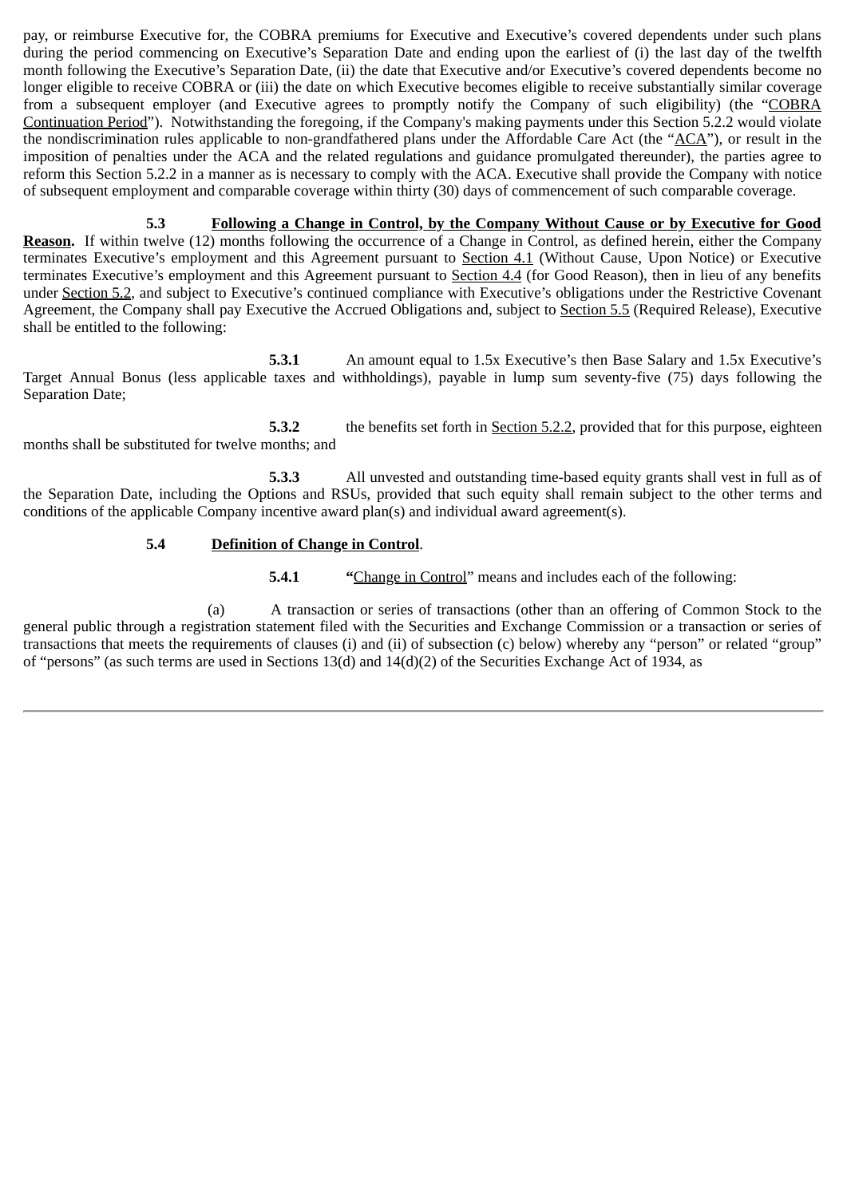pay, or reimburse Executive for, the COBRA premiums for Executive and Executive's covered dependents under such plans during the period commencing on Executive's Separation Date and ending upon the earliest of (i) the last day of the twelfth month following the Executive's Separation Date, (ii) the date that Executive and/or Executive's covered dependents become no longer eligible to receive COBRA or (iii) the date on which Executive becomes eligible to receive substantially similar coverage from a subsequent employer (and Executive agrees to promptly notify the Company of such eligibility) (the "<u>COBRA Continuation Period</u>"). Notwithstanding the foregoing, if the Company's making payments under this Section 5.2.2 would violate the nondiscrimination rules applicable to non-grandfathered plans under the Affordable Care Act (the "<u>ACA</u>"), or result in the imposition of penalties under the ACA and the related regulations and guidance promulgated thereunder), the parties agree to reform this Section 5.2.2 in a manner as is necessary to comply with the ACA. Executive shall provide the Company with notice of subsequent employment and comparable coverage within thirty (30) days of commencement of such comparable coverage.

**5.3 <u>Following a Change in Control, by the Company Without Cause or by Executive for Good Reason</u>.** If within twelve (12) months following the occurrence of a Change in Control, as defined herein, either the Company terminates Executive's employment and this Agreement pursuant to <u>Section 4.1</u> (Without Cause, Upon Notice) or Executive terminates Executive's employment and this Agreement pursuant to <u>Section 4.4</u> (for Good Reason), then in lieu of any benefits under <u>Section 5.2</u>, and subject to Executive's continued compliance with Executive's obligations under the Restrictive Covenant Agreement, the Company shall pay Executive the Accrued Obligations and, subject to <u>Section 5.5</u> (Required Release), Executive shall be entitled to the following:

**5.3.1** An amount equal to 1.5x Executive's then Base Salary and 1.5x Executive's Target Annual Bonus (less applicable taxes and withholdings), payable in lump sum seventy-five (75) days following the Separation Date;

**5.3.2** the benefits set forth in <u>Section 5.2.2</u>, provided that for this purpose, eighteen months shall be substituted for twelve months; and

**5.3.3** All unvested and outstanding time-based equity grants shall vest in full as of the Separation Date, including the Options and RSUs, provided that such equity shall remain subject to the other terms and conditions of the applicable Company incentive award plan(s) and individual award agreement(s).

**5.4 <u>Definition of Change in Control</u>.**

**5.4.1** "<u>Change in Control</u>" means and includes each of the following:

(a) A transaction or series of transactions (other than an offering of Common Stock to the general public through a registration statement filed with the Securities and Exchange Commission or a transaction or series of transactions that meets the requirements of clauses (i) and (ii) of subsection (c) below) whereby any "person" or related "group" of "persons" (as such terms are used in Sections 13(d) and 14(d)(2) of the Securities Exchange Act of 1934, as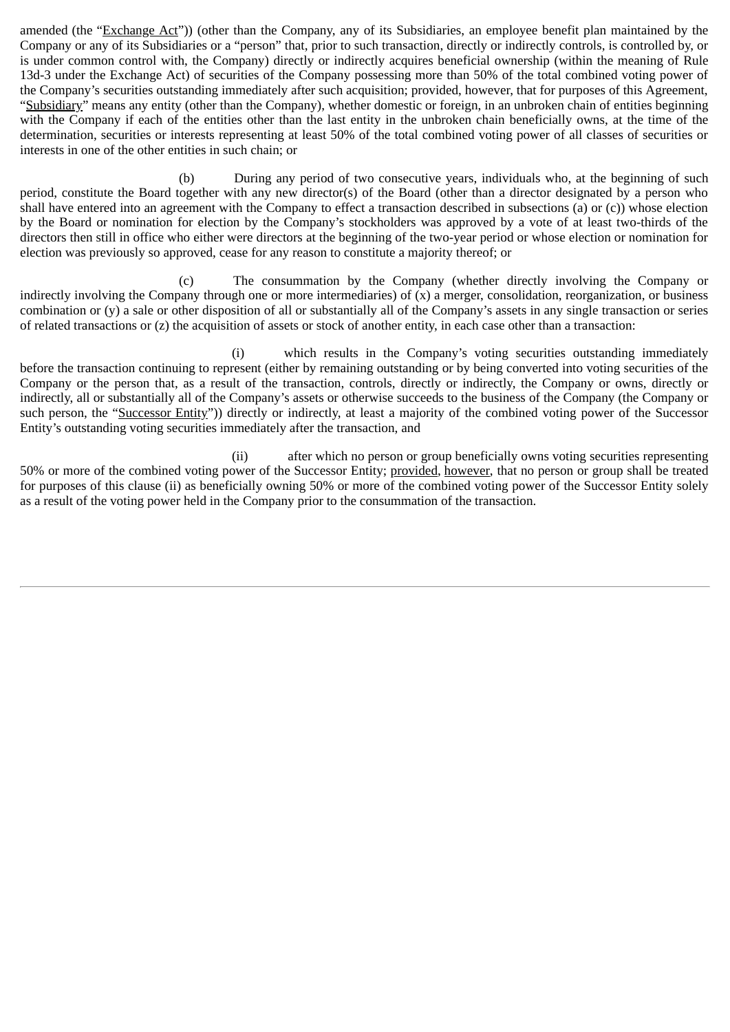amended (the "Exchange Act")) (other than the Company, any of its Subsidiaries, an employee benefit plan maintained by the Company or any of its Subsidiaries or a "person" that, prior to such transaction, directly or indirectly controls, is controlled by, or is under common control with, the Company) directly or indirectly acquires beneficial ownership (within the meaning of Rule 13d-3 under the Exchange Act) of securities of the Company possessing more than 50% of the total combined voting power of the Company's securities outstanding immediately after such acquisition; provided, however, that for purposes of this Agreement, "Subsidiary" means any entity (other than the Company), whether domestic or foreign, in an unbroken chain of entities beginning with the Company if each of the entities other than the last entity in the unbroken chain beneficially owns, at the time of the determination, securities or interests representing at least 50% of the total combined voting power of all classes of securities or interests in one of the other entities in such chain; or

(b) During any period of two consecutive years, individuals who, at the beginning of such period, constitute the Board together with any new director(s) of the Board (other than a director designated by a person who shall have entered into an agreement with the Company to effect a transaction described in subsections (a) or (c)) whose election by the Board or nomination for election by the Company's stockholders was approved by a vote of at least two-thirds of the directors then still in office who either were directors at the beginning of the two-year period or whose election or nomination for election was previously so approved, cease for any reason to constitute a majority thereof; or

(c) The consummation by the Company (whether directly involving the Company or indirectly involving the Company through one or more intermediaries) of (x) a merger, consolidation, reorganization, or business combination or (y) a sale or other disposition of all or substantially all of the Company's assets in any single transaction or series of related transactions or (z) the acquisition of assets or stock of another entity, in each case other than a transaction:

(i) which results in the Company's voting securities outstanding immediately before the transaction continuing to represent (either by remaining outstanding or by being converted into voting securities of the Company or the person that, as a result of the transaction, controls, directly or indirectly, the Company or owns, directly or indirectly, all or substantially all of the Company's assets or otherwise succeeds to the business of the Company (the Company or such person, the "Successor Entity")) directly or indirectly, at least a majority of the combined voting power of the Successor Entity's outstanding voting securities immediately after the transaction, and

(ii) after which no person or group beneficially owns voting securities representing 50% or more of the combined voting power of the Successor Entity; provided, however, that no person or group shall be treated for purposes of this clause (ii) as beneficially owning 50% or more of the combined voting power of the Successor Entity solely as a result of the voting power held in the Company prior to the consummation of the transaction.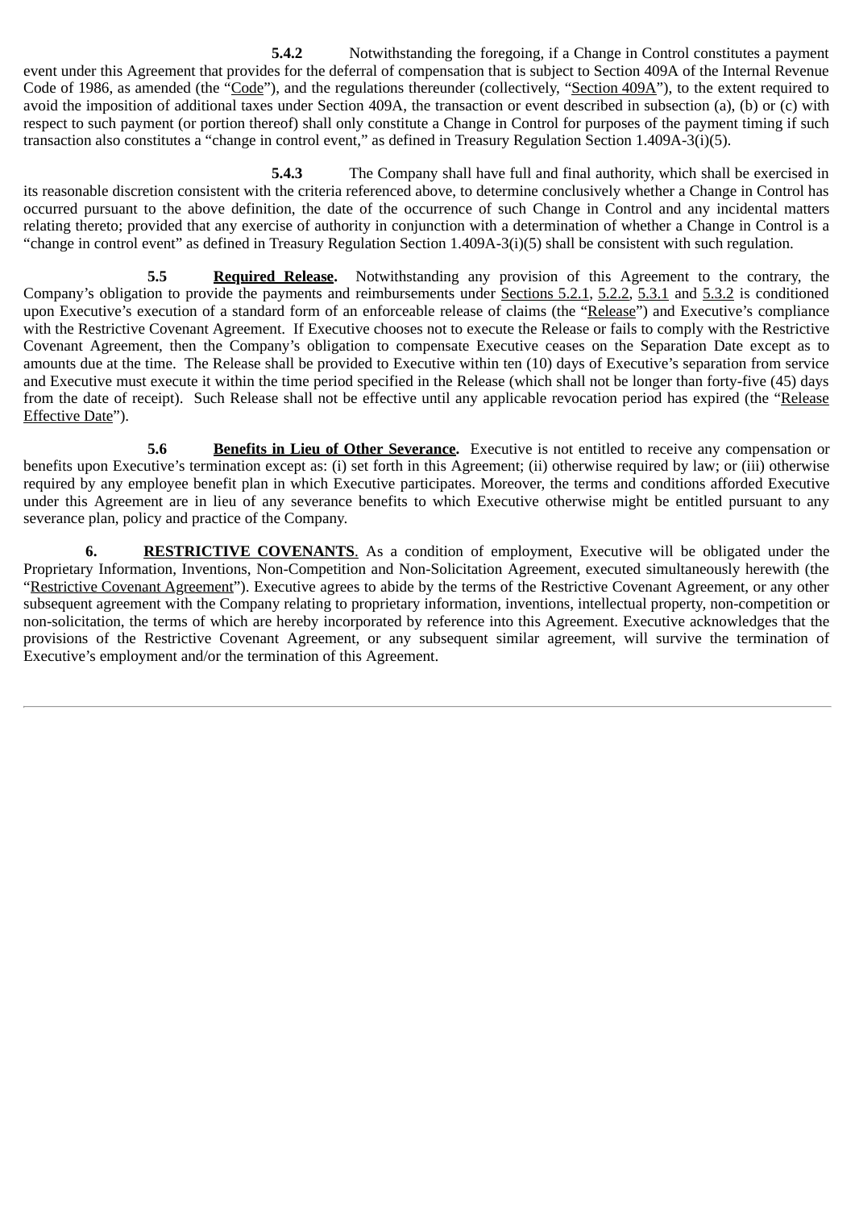**5.4.2** Notwithstanding the foregoing, if a Change in Control constitutes a payment event under this Agreement that provides for the deferral of compensation that is subject to Section 409A of the Internal Revenue Code of 1986, as amended (the "Code"), and the regulations thereunder (collectively, "Section 409A"), to the extent required to avoid the imposition of additional taxes under Section 409A, the transaction or event described in subsection (a), (b) or (c) with respect to such payment (or portion thereof) shall only constitute a Change in Control for purposes of the payment timing if such transaction also constitutes a "change in control event," as defined in Treasury Regulation Section 1.409A-3(i)(5).

**5.4.3** The Company shall have full and final authority, which shall be exercised in its reasonable discretion consistent with the criteria referenced above, to determine conclusively whether a Change in Control has occurred pursuant to the above definition, the date of the occurrence of such Change in Control and any incidental matters relating thereto; provided that any exercise of authority in conjunction with a determination of whether a Change in Control is a "change in control event" as defined in Treasury Regulation Section 1.409A-3(i)(5) shall be consistent with such regulation.

**5.5** **Required Release.** Notwithstanding any provision of this Agreement to the contrary, the Company's obligation to provide the payments and reimbursements under Sections 5.2.1, 5.2.2, 5.3.1 and 5.3.2 is conditioned upon Executive's execution of a standard form of an enforceable release of claims (the "Release") and Executive's compliance with the Restrictive Covenant Agreement. If Executive chooses not to execute the Release or fails to comply with the Restrictive Covenant Agreement, then the Company's obligation to compensate Executive ceases on the Separation Date except as to amounts due at the time. The Release shall be provided to Executive within ten (10) days of Executive's separation from service and Executive must execute it within the time period specified in the Release (which shall not be longer than forty-five (45) days from the date of receipt). Such Release shall not be effective until any applicable revocation period has expired (the "Release Effective Date").

**5.6** **Benefits in Lieu of Other Severance.** Executive is not entitled to receive any compensation or benefits upon Executive's termination except as: (i) set forth in this Agreement; (ii) otherwise required by law; or (iii) otherwise required by any employee benefit plan in which Executive participates. Moreover, the terms and conditions afforded Executive under this Agreement are in lieu of any severance benefits to which Executive otherwise might be entitled pursuant to any severance plan, policy and practice of the Company.

**6.** **RESTRICTIVE COVENANTS**. As a condition of employment, Executive will be obligated under the Proprietary Information, Inventions, Non-Competition and Non-Solicitation Agreement, executed simultaneously herewith (the "Restrictive Covenant Agreement"). Executive agrees to abide by the terms of the Restrictive Covenant Agreement, or any other subsequent agreement with the Company relating to proprietary information, inventions, intellectual property, non-competition or non-solicitation, the terms of which are hereby incorporated by reference into this Agreement. Executive acknowledges that the provisions of the Restrictive Covenant Agreement, or any subsequent similar agreement, will survive the termination of Executive's employment and/or the termination of this Agreement.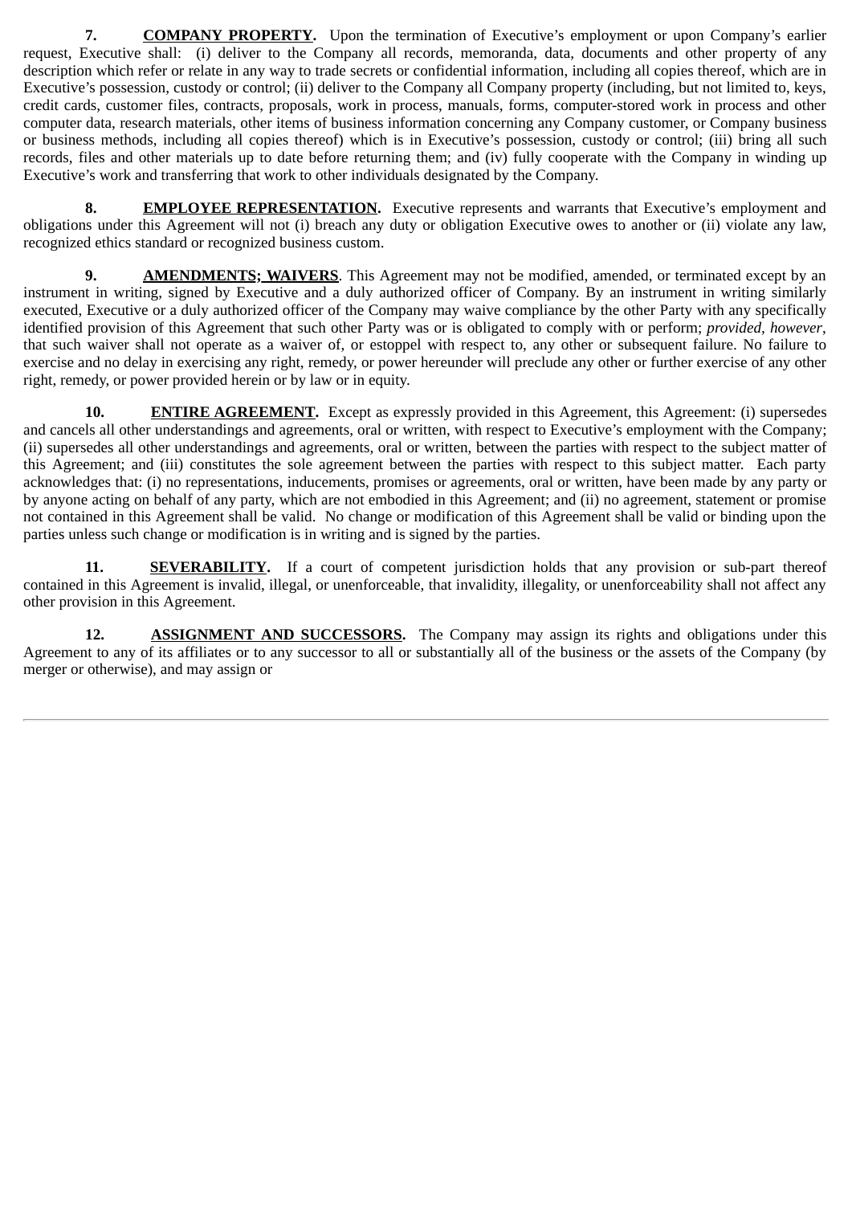**7. COMPANY PROPERTY.** Upon the termination of Executive's employment or upon Company's earlier request, Executive shall: (i) deliver to the Company all records, memoranda, data, documents and other property of any description which refer or relate in any way to trade secrets or confidential information, including all copies thereof, which are in Executive's possession, custody or control; (ii) deliver to the Company all Company property (including, but not limited to, keys, credit cards, customer files, contracts, proposals, work in process, manuals, forms, computer-stored work in process and other computer data, research materials, other items of business information concerning any Company customer, or Company business or business methods, including all copies thereof) which is in Executive's possession, custody or control; (iii) bring all such records, files and other materials up to date before returning them; and (iv) fully cooperate with the Company in winding up Executive's work and transferring that work to other individuals designated by the Company.

**8. EMPLOYEE REPRESENTATION.** Executive represents and warrants that Executive's employment and obligations under this Agreement will not (i) breach any duty or obligation Executive owes to another or (ii) violate any law, recognized ethics standard or recognized business custom.

**9. AMENDMENTS; WAIVERS**. This Agreement may not be modified, amended, or terminated except by an instrument in writing, signed by Executive and a duly authorized officer of Company. By an instrument in writing similarly executed, Executive or a duly authorized officer of the Company may waive compliance by the other Party with any specifically identified provision of this Agreement that such other Party was or is obligated to comply with or perform; *provided, however*, that such waiver shall not operate as a waiver of, or estoppel with respect to, any other or subsequent failure. No failure to exercise and no delay in exercising any right, remedy, or power hereunder will preclude any other or further exercise of any other right, remedy, or power provided herein or by law or in equity.

**10. ENTIRE AGREEMENT.** Except as expressly provided in this Agreement, this Agreement: (i) supersedes and cancels all other understandings and agreements, oral or written, with respect to Executive's employment with the Company; (ii) supersedes all other understandings and agreements, oral or written, between the parties with respect to the subject matter of this Agreement; and (iii) constitutes the sole agreement between the parties with respect to this subject matter. Each party acknowledges that: (i) no representations, inducements, promises or agreements, oral or written, have been made by any party or by anyone acting on behalf of any party, which are not embodied in this Agreement; and (ii) no agreement, statement or promise not contained in this Agreement shall be valid. No change or modification of this Agreement shall be valid or binding upon the parties unless such change or modification is in writing and is signed by the parties.

**11. SEVERABILITY.** If a court of competent jurisdiction holds that any provision or sub-part thereof contained in this Agreement is invalid, illegal, or unenforceable, that invalidity, illegality, or unenforceability shall not affect any other provision in this Agreement.

**12. ASSIGNMENT AND SUCCESSORS.** The Company may assign its rights and obligations under this Agreement to any of its affiliates or to any successor to all or substantially all of the business or the assets of the Company (by merger or otherwise), and may assign or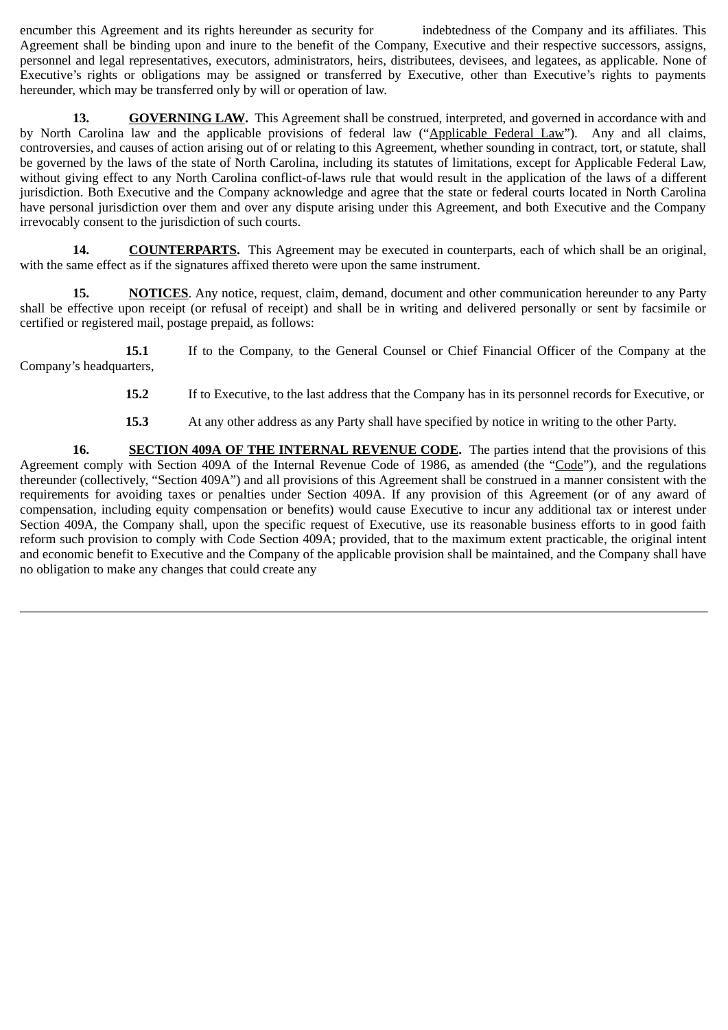encumber this Agreement and its rights hereunder as security for indebtedness of the Company and its affiliates. This Agreement shall be binding upon and inure to the benefit of the Company, Executive and their respective successors, assigns, personnel and legal representatives, executors, administrators, heirs, distributees, devisees, and legatees, as applicable. None of Executive's rights or obligations may be assigned or transferred by Executive, other than Executive's rights to payments hereunder, which may be transferred only by will or operation of law.

**13. GOVERNING LAW.** This Agreement shall be construed, interpreted, and governed in accordance with and by North Carolina law and the applicable provisions of federal law ("Applicable Federal Law"). Any and all claims, controversies, and causes of action arising out of or relating to this Agreement, whether sounding in contract, tort, or statute, shall be governed by the laws of the state of North Carolina, including its statutes of limitations, except for Applicable Federal Law, without giving effect to any North Carolina conflict-of-laws rule that would result in the application of the laws of a different jurisdiction. Both Executive and the Company acknowledge and agree that the state or federal courts located in North Carolina have personal jurisdiction over them and over any dispute arising under this Agreement, and both Executive and the Company irrevocably consent to the jurisdiction of such courts.

**14. COUNTERPARTS.** This Agreement may be executed in counterparts, each of which shall be an original, with the same effect as if the signatures affixed thereto were upon the same instrument.

**15. NOTICES**. Any notice, request, claim, demand, document and other communication hereunder to any Party shall be effective upon receipt (or refusal of receipt) and shall be in writing and delivered personally or sent by facsimile or certified or registered mail, postage prepaid, as follows:

**15.1** If to the Company, to the General Counsel or Chief Financial Officer of the Company at the Company's headquarters,

**15.2** If to Executive, to the last address that the Company has in its personnel records for Executive, or

**15.3** At any other address as any Party shall have specified by notice in writing to the other Party.

**16. SECTION 409A OF THE INTERNAL REVENUE CODE.** The parties intend that the provisions of this Agreement comply with Section 409A of the Internal Revenue Code of 1986, as amended (the "Code"), and the regulations thereunder (collectively, "Section 409A") and all provisions of this Agreement shall be construed in a manner consistent with the requirements for avoiding taxes or penalties under Section 409A. If any provision of this Agreement (or of any award of compensation, including equity compensation or benefits) would cause Executive to incur any additional tax or interest under Section 409A, the Company shall, upon the specific request of Executive, use its reasonable business efforts to in good faith reform such provision to comply with Code Section 409A; provided, that to the maximum extent practicable, the original intent and economic benefit to Executive and the Company of the applicable provision shall be maintained, and the Company shall have no obligation to make any changes that could create any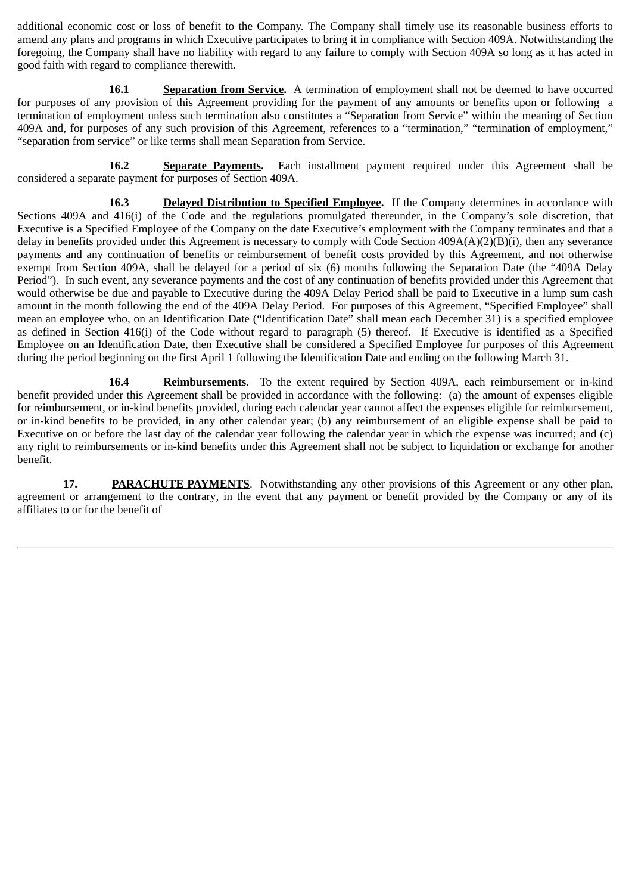additional economic cost or loss of benefit to the Company. The Company shall timely use its reasonable business efforts to amend any plans and programs in which Executive participates to bring it in compliance with Section 409A. Notwithstanding the foregoing, the Company shall have no liability with regard to any failure to comply with Section 409A so long as it has acted in good faith with regard to compliance therewith.

**16.1 Separation from Service.** A termination of employment shall not be deemed to have occurred for purposes of any provision of this Agreement providing for the payment of any amounts or benefits upon or following a termination of employment unless such termination also constitutes a "Separation from Service" within the meaning of Section 409A and, for purposes of any such provision of this Agreement, references to a "termination," "termination of employment," "separation from service" or like terms shall mean Separation from Service.

**16.2 Separate Payments.** Each installment payment required under this Agreement shall be considered a separate payment for purposes of Section 409A.

**16.3 Delayed Distribution to Specified Employee.** If the Company determines in accordance with Sections 409A and 416(i) of the Code and the regulations promulgated thereunder, in the Company's sole discretion, that Executive is a Specified Employee of the Company on the date Executive's employment with the Company terminates and that a delay in benefits provided under this Agreement is necessary to comply with Code Section 409A(A)(2)(B)(i), then any severance payments and any continuation of benefits or reimbursement of benefit costs provided by this Agreement, and not otherwise exempt from Section 409A, shall be delayed for a period of six (6) months following the Separation Date (the "409A Delay Period"). In such event, any severance payments and the cost of any continuation of benefits provided under this Agreement that would otherwise be due and payable to Executive during the 409A Delay Period shall be paid to Executive in a lump sum cash amount in the month following the end of the 409A Delay Period. For purposes of this Agreement, "Specified Employee" shall mean an employee who, on an Identification Date ("Identification Date" shall mean each December 31) is a specified employee as defined in Section 416(i) of the Code without regard to paragraph (5) thereof. If Executive is identified as a Specified Employee on an Identification Date, then Executive shall be considered a Specified Employee for purposes of this Agreement during the period beginning on the first April 1 following the Identification Date and ending on the following March 31.

**16.4 Reimbursements**. To the extent required by Section 409A, each reimbursement or in-kind benefit provided under this Agreement shall be provided in accordance with the following: (a) the amount of expenses eligible for reimbursement, or in-kind benefits provided, during each calendar year cannot affect the expenses eligible for reimbursement, or in-kind benefits to be provided, in any other calendar year; (b) any reimbursement of an eligible expense shall be paid to Executive on or before the last day of the calendar year following the calendar year in which the expense was incurred; and (c) any right to reimbursements or in-kind benefits under this Agreement shall not be subject to liquidation or exchange for another benefit.

**17. PARACHUTE PAYMENTS**. Notwithstanding any other provisions of this Agreement or any other plan, agreement or arrangement to the contrary, in the event that any payment or benefit provided by the Company or any of its affiliates to or for the benefit of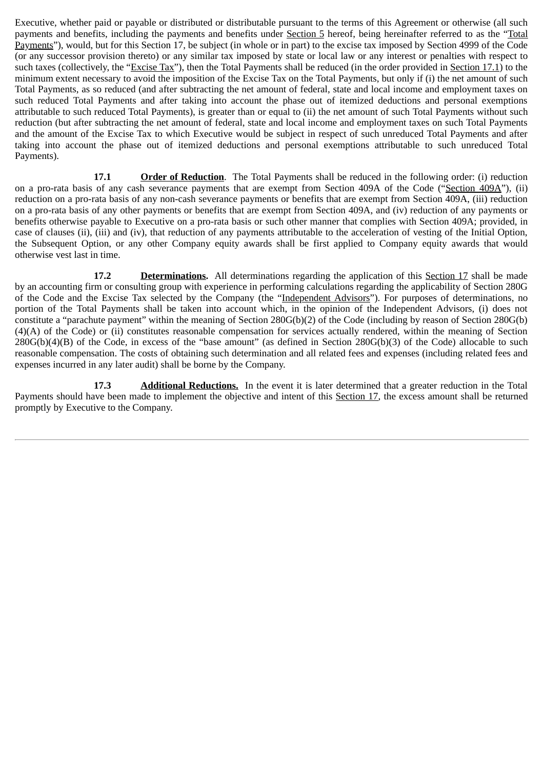Executive, whether paid or payable or distributed or distributable pursuant to the terms of this Agreement or otherwise (all such payments and benefits, including the payments and benefits under Section 5 hereof, being hereinafter referred to as the "Total Payments"), would, but for this Section 17, be subject (in whole or in part) to the excise tax imposed by Section 4999 of the Code (or any successor provision thereto) or any similar tax imposed by state or local law or any interest or penalties with respect to such taxes (collectively, the "Excise Tax"), then the Total Payments shall be reduced (in the order provided in Section 17.1) to the minimum extent necessary to avoid the imposition of the Excise Tax on the Total Payments, but only if (i) the net amount of such Total Payments, as so reduced (and after subtracting the net amount of federal, state and local income and employment taxes on such reduced Total Payments and after taking into account the phase out of itemized deductions and personal exemptions attributable to such reduced Total Payments), is greater than or equal to (ii) the net amount of such Total Payments without such reduction (but after subtracting the net amount of federal, state and local income and employment taxes on such Total Payments and the amount of the Excise Tax to which Executive would be subject in respect of such unreduced Total Payments and after taking into account the phase out of itemized deductions and personal exemptions attributable to such unreduced Total Payments).

**17.1** **Order of Reduction**. The Total Payments shall be reduced in the following order: (i) reduction on a pro-rata basis of any cash severance payments that are exempt from Section 409A of the Code ("Section 409A"), (ii) reduction on a pro-rata basis of any non-cash severance payments or benefits that are exempt from Section 409A, (iii) reduction on a pro-rata basis of any other payments or benefits that are exempt from Section 409A, and (iv) reduction of any payments or benefits otherwise payable to Executive on a pro-rata basis or such other manner that complies with Section 409A; provided, in case of clauses (ii), (iii) and (iv), that reduction of any payments attributable to the acceleration of vesting of the Initial Option, the Subsequent Option, or any other Company equity awards shall be first applied to Company equity awards that would otherwise vest last in time.

**17.2** **Determinations.** All determinations regarding the application of this Section 17 shall be made by an accounting firm or consulting group with experience in performing calculations regarding the applicability of Section 280G of the Code and the Excise Tax selected by the Company (the "Independent Advisors"). For purposes of determinations, no portion of the Total Payments shall be taken into account which, in the opinion of the Independent Advisors, (i) does not constitute a "parachute payment" within the meaning of Section 280G(b)(2) of the Code (including by reason of Section 280G(b)(4)(A) of the Code) or (ii) constitutes reasonable compensation for services actually rendered, within the meaning of Section 280G(b)(4)(B) of the Code, in excess of the "base amount" (as defined in Section 280G(b)(3) of the Code) allocable to such reasonable compensation. The costs of obtaining such determination and all related fees and expenses (including related fees and expenses incurred in any later audit) shall be borne by the Company.

**17.3** **Additional Reductions.** In the event it is later determined that a greater reduction in the Total Payments should have been made to implement the objective and intent of this Section 17, the excess amount shall be returned promptly by Executive to the Company.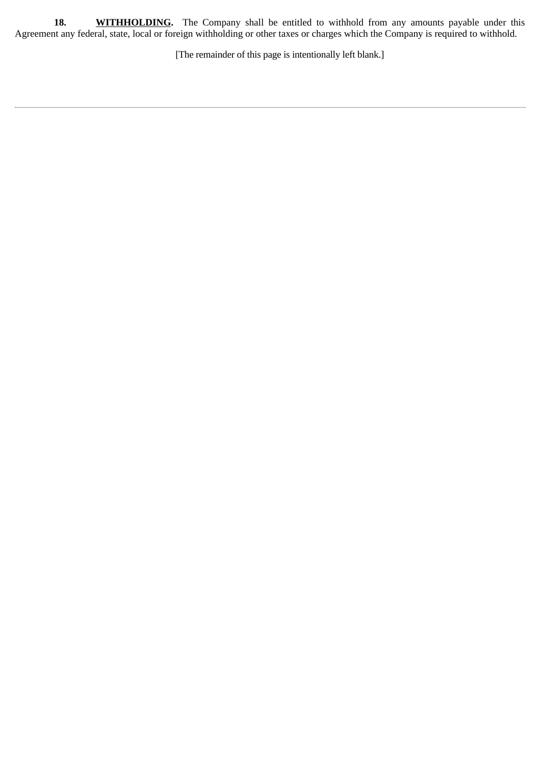**18. <u>WITHHOLDING</u>.** The Company shall be entitled to withhold from any amounts payable under this Agreement any federal, state, local or foreign withholding or other taxes or charges which the Company is required to withhold.

[The remainder of this page is intentionally left blank.]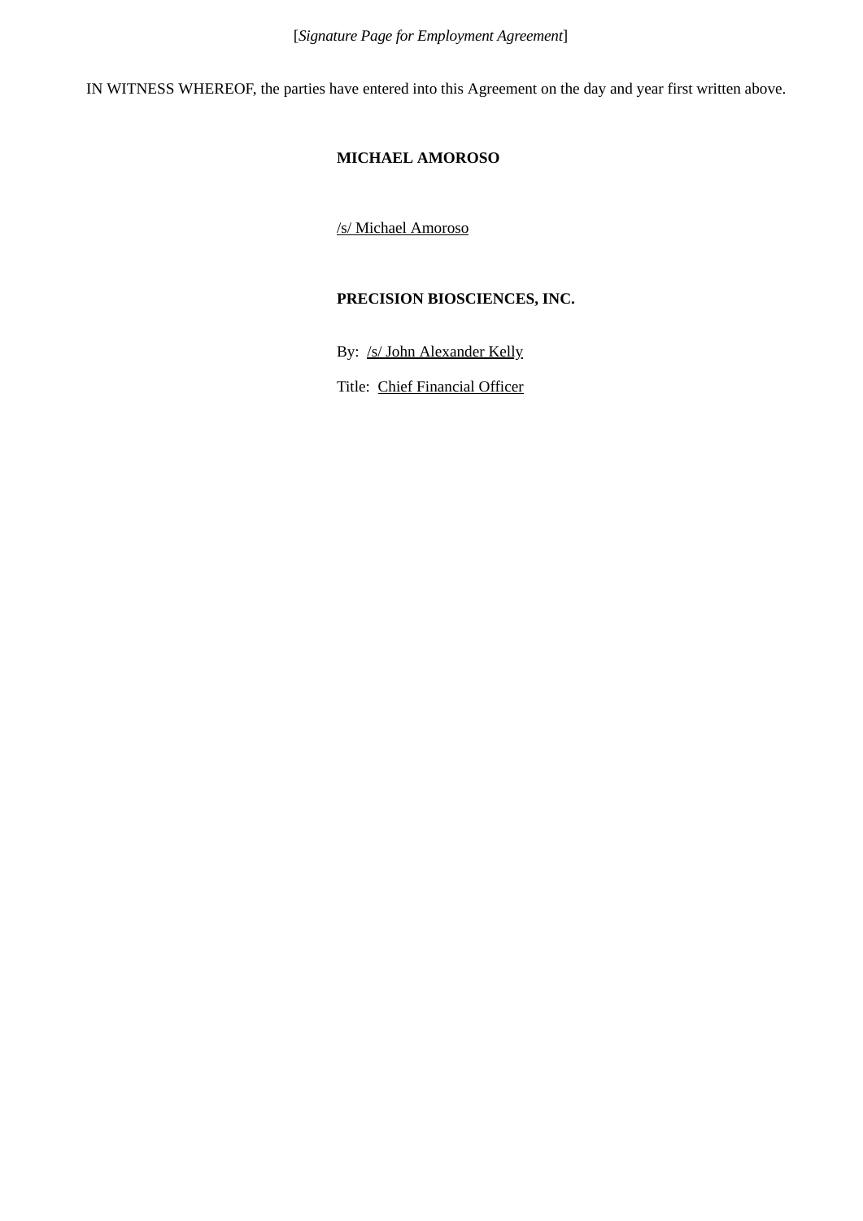[*Signature Page for Employment Agreement*]

IN WITNESS WHEREOF, the parties have entered into this Agreement on the day and year first written above.

**MICHAEL AMOROSO**

/s/ Michael Amoroso

**PRECISION BIOSCIENCES, INC.**

By: /s/ John Alexander Kelly

Title: Chief Financial Officer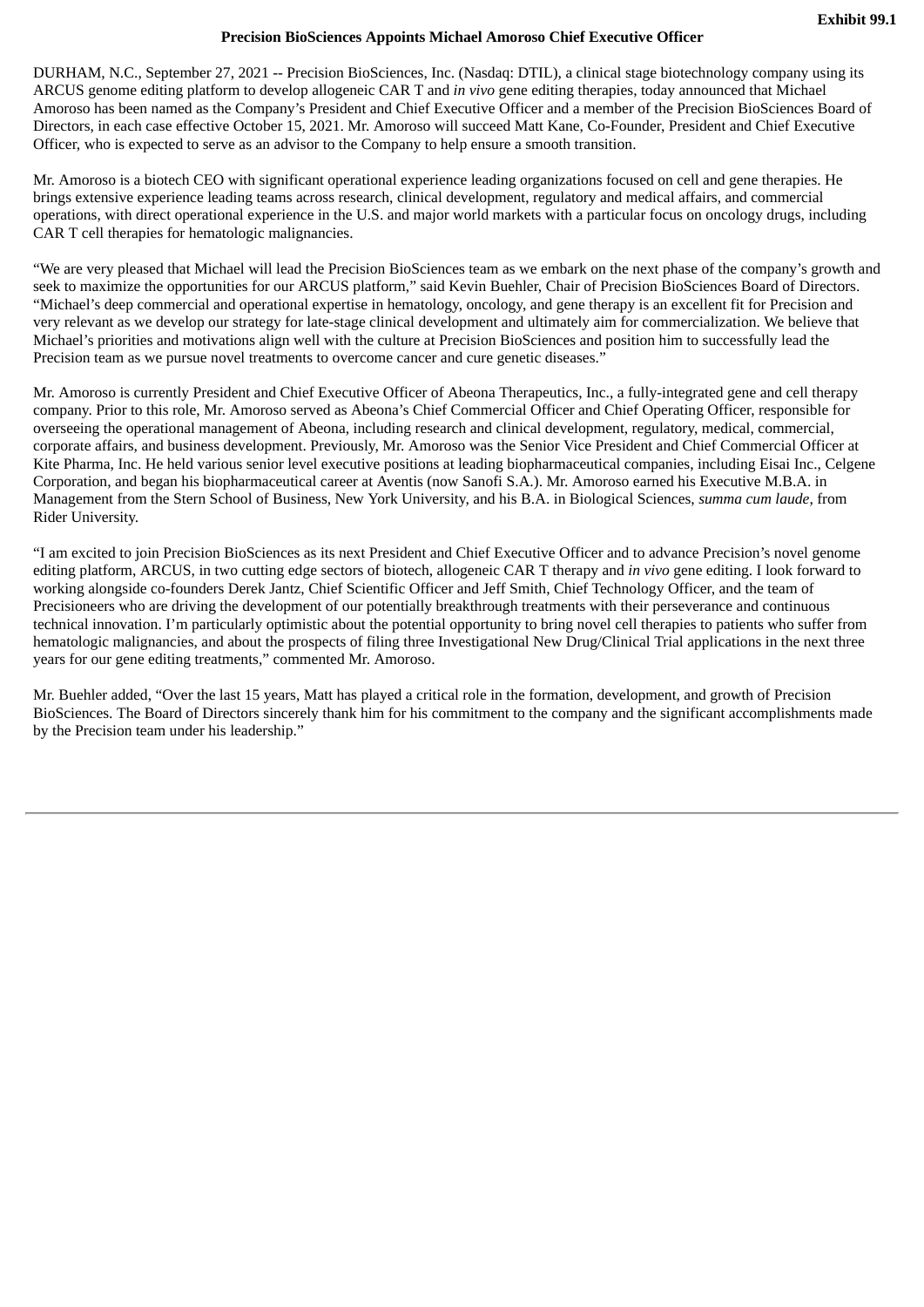**Exhibit 99.1**

# Precision BioSciences Appoints Michael Amoroso Chief Executive Officer

DURHAM, N.C., September 27, 2021 -- Precision BioSciences, Inc. (Nasdaq: DTIL), a clinical stage biotechnology company using its ARCUS genome editing platform to develop allogeneic CAR T and *in vivo* gene editing therapies, today announced that Michael Amoroso has been named as the Company's President and Chief Executive Officer and a member of the Precision BioSciences Board of Directors, in each case effective October 15, 2021. Mr. Amoroso will succeed Matt Kane, Co-Founder, President and Chief Executive Officer, who is expected to serve as an advisor to the Company to help ensure a smooth transition.

Mr. Amoroso is a biotech CEO with significant operational experience leading organizations focused on cell and gene therapies. He brings extensive experience leading teams across research, clinical development, regulatory and medical affairs, and commercial operations, with direct operational experience in the U.S. and major world markets with a particular focus on oncology drugs, including CAR T cell therapies for hematologic malignancies.

"We are very pleased that Michael will lead the Precision BioSciences team as we embark on the next phase of the company's growth and seek to maximize the opportunities for our ARCUS platform," said Kevin Buehler, Chair of Precision BioSciences Board of Directors. "Michael's deep commercial and operational expertise in hematology, oncology, and gene therapy is an excellent fit for Precision and very relevant as we develop our strategy for late-stage clinical development and ultimately aim for commercialization. We believe that Michael's priorities and motivations align well with the culture at Precision BioSciences and position him to successfully lead the Precision team as we pursue novel treatments to overcome cancer and cure genetic diseases."

Mr. Amoroso is currently President and Chief Executive Officer of Abeona Therapeutics, Inc., a fully-integrated gene and cell therapy company. Prior to this role, Mr. Amoroso served as Abeona's Chief Commercial Officer and Chief Operating Officer, responsible for overseeing the operational management of Abeona, including research and clinical development, regulatory, medical, commercial, corporate affairs, and business development. Previously, Mr. Amoroso was the Senior Vice President and Chief Commercial Officer at Kite Pharma, Inc. He held various senior level executive positions at leading biopharmaceutical companies, including Eisai Inc., Celgene Corporation, and began his biopharmaceutical career at Aventis (now Sanofi S.A.). Mr. Amoroso earned his Executive M.B.A. in Management from the Stern School of Business, New York University, and his B.A. in Biological Sciences, *summa cum laude*, from Rider University.

"I am excited to join Precision BioSciences as its next President and Chief Executive Officer and to advance Precision's novel genome editing platform, ARCUS, in two cutting edge sectors of biotech, allogeneic CAR T therapy and *in vivo* gene editing. I look forward to working alongside co-founders Derek Jantz, Chief Scientific Officer and Jeff Smith, Chief Technology Officer, and the team of Precisioneers who are driving the development of our potentially breakthrough treatments with their perseverance and continuous technical innovation. I'm particularly optimistic about the potential opportunity to bring novel cell therapies to patients who suffer from hematologic malignancies, and about the prospects of filing three Investigational New Drug/Clinical Trial applications in the next three years for our gene editing treatments," commented Mr. Amoroso.

Mr. Buehler added, "Over the last 15 years, Matt has played a critical role in the formation, development, and growth of Precision BioSciences. The Board of Directors sincerely thank him for his commitment to the company and the significant accomplishments made by the Precision team under his leadership."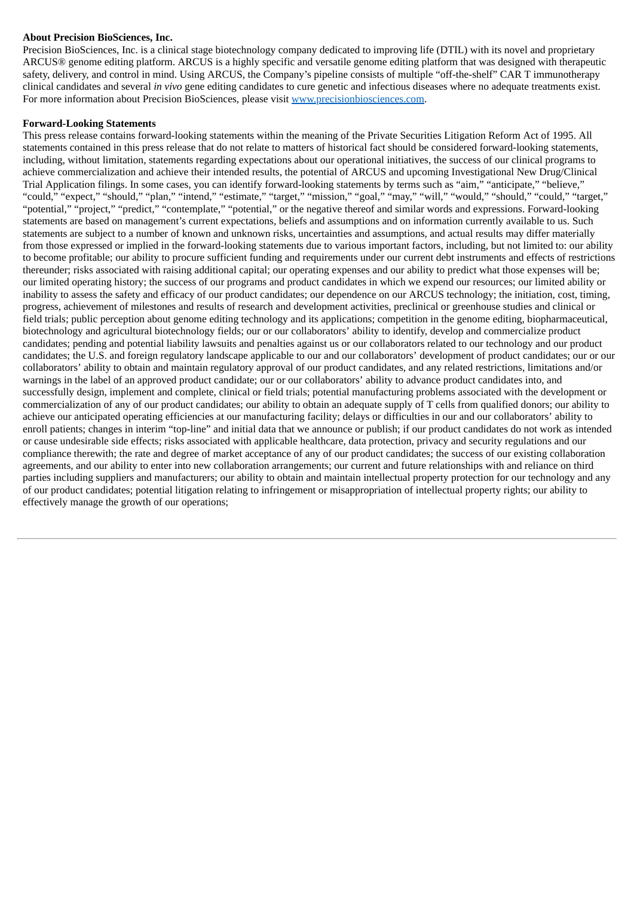**About Precision BioSciences, Inc.**

Precision BioSciences, Inc. is a clinical stage biotechnology company dedicated to improving life (DTIL) with its novel and proprietary ARCUS® genome editing platform. ARCUS is a highly specific and versatile genome editing platform that was designed with therapeutic safety, delivery, and control in mind. Using ARCUS, the Company's pipeline consists of multiple "off-the-shelf" CAR T immunotherapy clinical candidates and several *in vivo* gene editing candidates to cure genetic and infectious diseases where no adequate treatments exist. For more information about Precision BioSciences, please visit www.precisionbiosciences.com.

**Forward-Looking Statements**

This press release contains forward-looking statements within the meaning of the Private Securities Litigation Reform Act of 1995. All statements contained in this press release that do not relate to matters of historical fact should be considered forward-looking statements, including, without limitation, statements regarding expectations about our operational initiatives, the success of our clinical programs to achieve commercialization and achieve their intended results, the potential of ARCUS and upcoming Investigational New Drug/Clinical Trial Application filings. In some cases, you can identify forward-looking statements by terms such as "aim," "anticipate," "believe," "could," "expect," "should," "plan," "intend," "estimate," "target," "mission," "goal," "may," "will," "would," "should," "could," "target," "potential," "project," "predict," "contemplate," "potential," or the negative thereof and similar words and expressions. Forward-looking statements are based on management's current expectations, beliefs and assumptions and on information currently available to us. Such statements are subject to a number of known and unknown risks, uncertainties and assumptions, and actual results may differ materially from those expressed or implied in the forward-looking statements due to various important factors, including, but not limited to: our ability to become profitable; our ability to procure sufficient funding and requirements under our current debt instruments and effects of restrictions thereunder; risks associated with raising additional capital; our operating expenses and our ability to predict what those expenses will be; our limited operating history; the success of our programs and product candidates in which we expend our resources; our limited ability or inability to assess the safety and efficacy of our product candidates; our dependence on our ARCUS technology; the initiation, cost, timing, progress, achievement of milestones and results of research and development activities, preclinical or greenhouse studies and clinical or field trials; public perception about genome editing technology and its applications; competition in the genome editing, biopharmaceutical, biotechnology and agricultural biotechnology fields; our or our collaborators' ability to identify, develop and commercialize product candidates; pending and potential liability lawsuits and penalties against us or our collaborators related to our technology and our product candidates; the U.S. and foreign regulatory landscape applicable to our and our collaborators' development of product candidates; our or our collaborators' ability to obtain and maintain regulatory approval of our product candidates, and any related restrictions, limitations and/or warnings in the label of an approved product candidate; our or our collaborators' ability to advance product candidates into, and successfully design, implement and complete, clinical or field trials; potential manufacturing problems associated with the development or commercialization of any of our product candidates; our ability to obtain an adequate supply of T cells from qualified donors; our ability to achieve our anticipated operating efficiencies at our manufacturing facility; delays or difficulties in our and our collaborators' ability to enroll patients; changes in interim "top-line" and initial data that we announce or publish; if our product candidates do not work as intended or cause undesirable side effects; risks associated with applicable healthcare, data protection, privacy and security regulations and our compliance therewith; the rate and degree of market acceptance of any of our product candidates; the success of our existing collaboration agreements, and our ability to enter into new collaboration arrangements; our current and future relationships with and reliance on third parties including suppliers and manufacturers; our ability to obtain and maintain intellectual property protection for our technology and any of our product candidates; potential litigation relating to infringement or misappropriation of intellectual property rights; our ability to effectively manage the growth of our operations;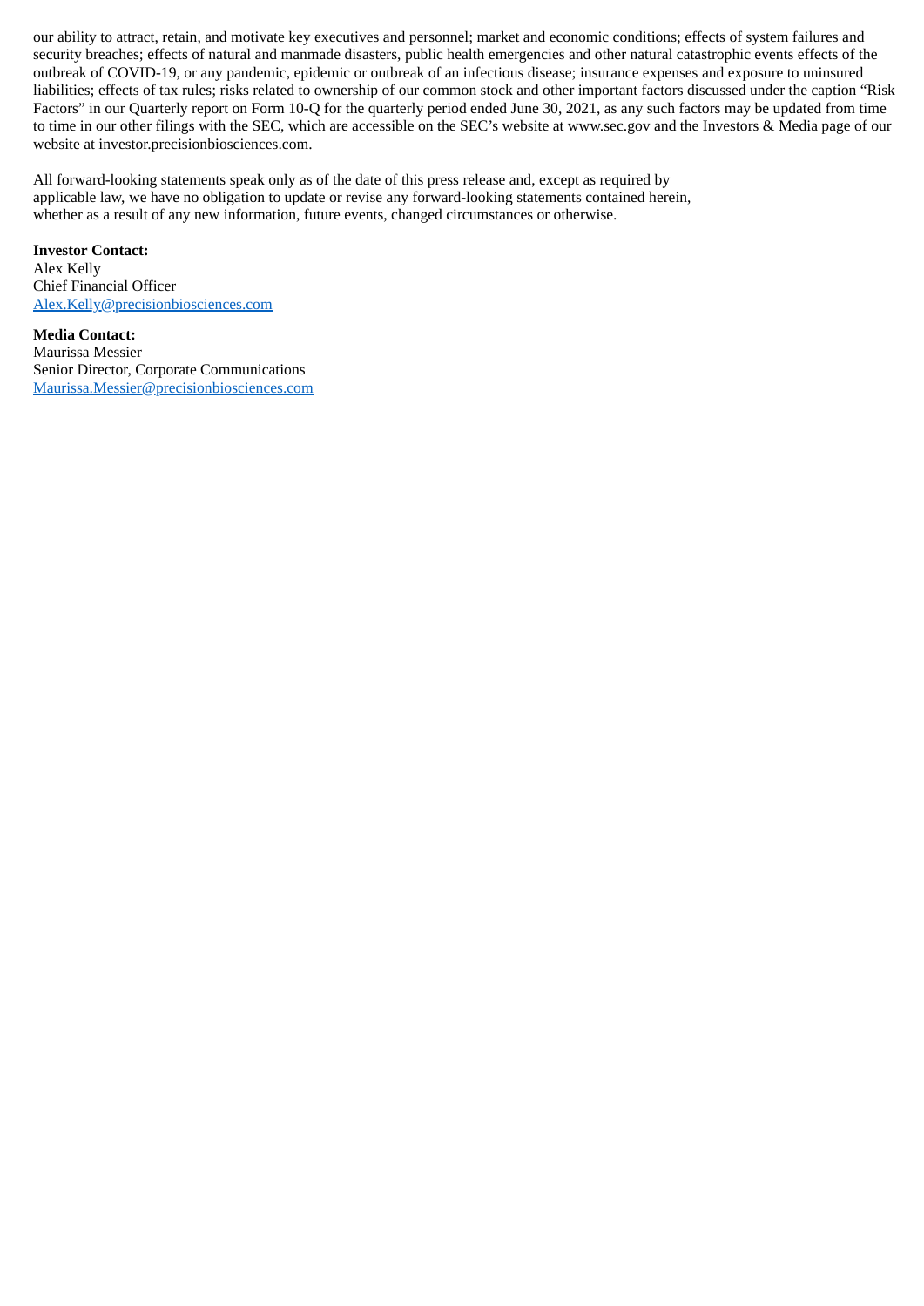our ability to attract, retain, and motivate key executives and personnel; market and economic conditions; effects of system failures and security breaches; effects of natural and manmade disasters, public health emergencies and other natural catastrophic events effects of the outbreak of COVID-19, or any pandemic, epidemic or outbreak of an infectious disease; insurance expenses and exposure to uninsured liabilities; effects of tax rules; risks related to ownership of our common stock and other important factors discussed under the caption "Risk Factors" in our Quarterly report on Form 10-Q for the quarterly period ended June 30, 2021, as any such factors may be updated from time to time in our other filings with the SEC, which are accessible on the SEC's website at www.sec.gov and the Investors & Media page of our website at investor.precisionbiosciences.com.

All forward-looking statements speak only as of the date of this press release and, except as required by applicable law, we have no obligation to update or revise any forward-looking statements contained herein, whether as a result of any new information, future events, changed circumstances or otherwise.

**Investor Contact:**
Alex Kelly
Chief Financial Officer
Alex.Kelly@precisionbiosciences.com

**Media Contact:**
Maurissa Messier
Senior Director, Corporate Communications
Maurissa.Messier@precisionbiosciences.com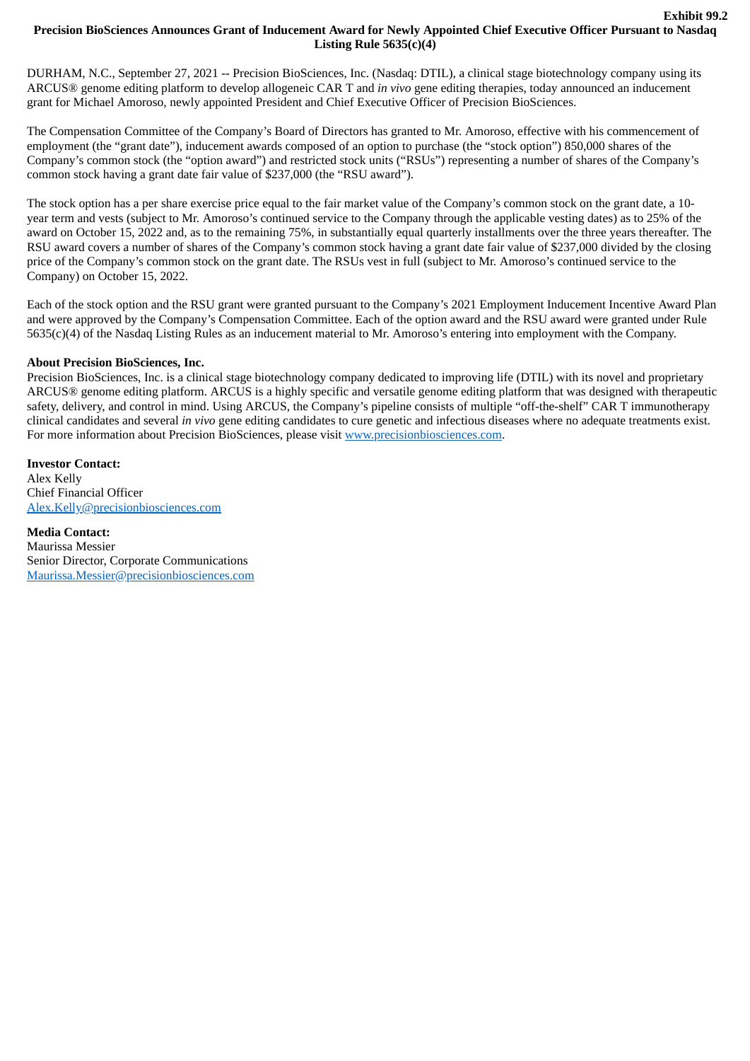Exhibit 99.2

# Precision BioSciences Announces Grant of Inducement Award for Newly Appointed Chief Executive Officer Pursuant to Nasdaq Listing Rule 5635(c)(4)

DURHAM, N.C., September 27, 2021 -- Precision BioSciences, Inc. (Nasdaq: DTIL), a clinical stage biotechnology company using its ARCUS® genome editing platform to develop allogeneic CAR T and *in vivo* gene editing therapies, today announced an inducement grant for Michael Amoroso, newly appointed President and Chief Executive Officer of Precision BioSciences.

The Compensation Committee of the Company's Board of Directors has granted to Mr. Amoroso, effective with his commencement of employment (the "grant date"), inducement awards composed of an option to purchase (the "stock option") 850,000 shares of the Company's common stock (the "option award") and restricted stock units ("RSUs") representing a number of shares of the Company's common stock having a grant date fair value of $237,000 (the "RSU award").

The stock option has a per share exercise price equal to the fair market value of the Company's common stock on the grant date, a 10-year term and vests (subject to Mr. Amoroso's continued service to the Company through the applicable vesting dates) as to 25% of the award on October 15, 2022 and, as to the remaining 75%, in substantially equal quarterly installments over the three years thereafter. The RSU award covers a number of shares of the Company's common stock having a grant date fair value of $237,000 divided by the closing price of the Company's common stock on the grant date. The RSUs vest in full (subject to Mr. Amoroso's continued service to the Company) on October 15, 2022.

Each of the stock option and the RSU grant were granted pursuant to the Company's 2021 Employment Inducement Incentive Award Plan and were approved by the Company's Compensation Committee. Each of the option award and the RSU award were granted under Rule 5635(c)(4) of the Nasdaq Listing Rules as an inducement material to Mr. Amoroso's entering into employment with the Company.

**About Precision BioSciences, Inc.**

Precision BioSciences, Inc. is a clinical stage biotechnology company dedicated to improving life (DTIL) with its novel and proprietary ARCUS® genome editing platform. ARCUS is a highly specific and versatile genome editing platform that was designed with therapeutic safety, delivery, and control in mind. Using ARCUS, the Company's pipeline consists of multiple "off-the-shelf" CAR T immunotherapy clinical candidates and several *in vivo* gene editing candidates to cure genetic and infectious diseases where no adequate treatments exist. For more information about Precision BioSciences, please visit www.precisionbiosciences.com.

**Investor Contact:**
Alex Kelly
Chief Financial Officer
Alex.Kelly@precisionbiosciences.com

**Media Contact:**
Maurissa Messier
Senior Director, Corporate Communications
Maurissa.Messier@precisionbiosciences.com